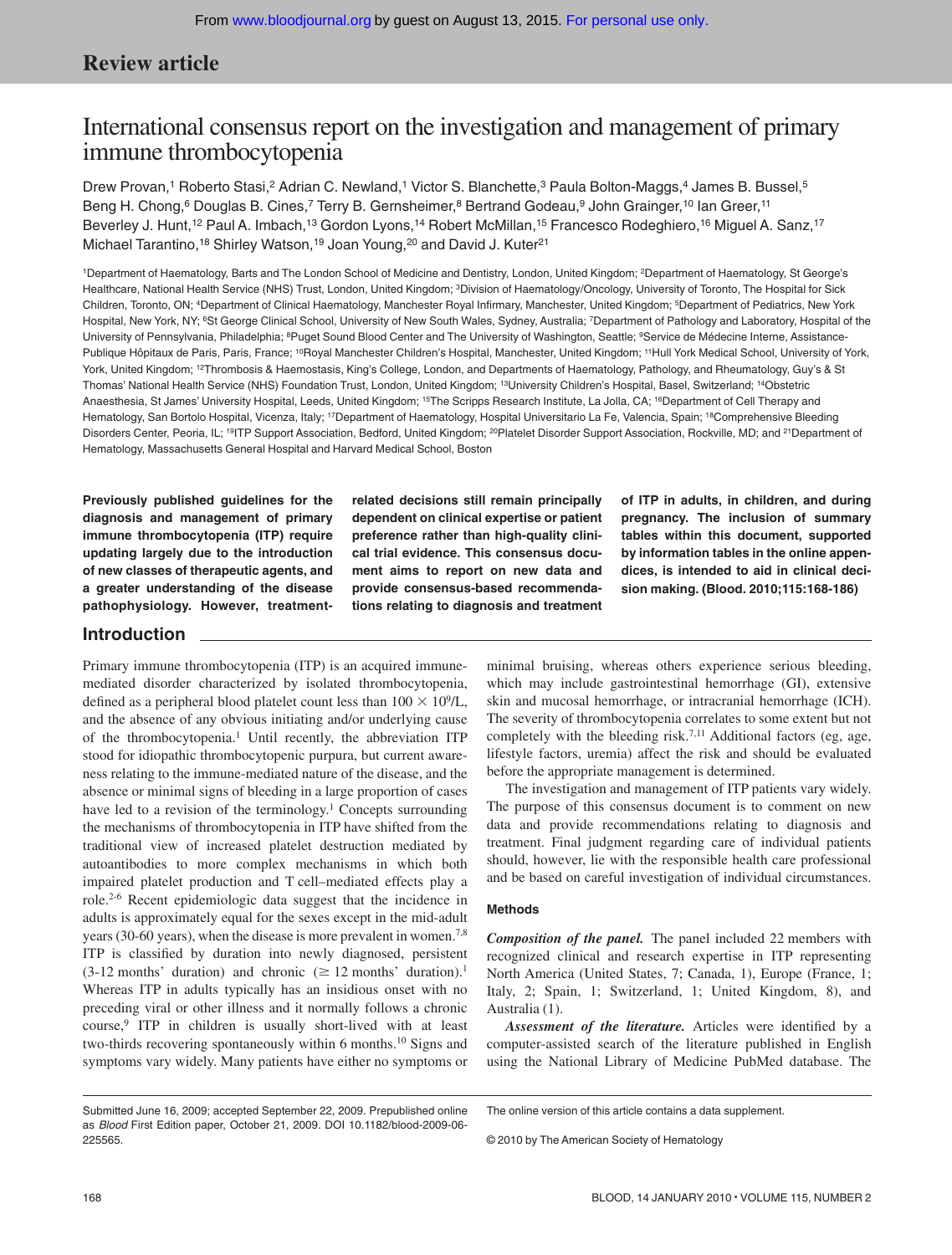## Review article

# International consensus report on the investigation and management of primary immune thrombocytopenia

Drew Provan,[1] Roberto Stasi,[2] Adrian C. Newland,[1] Victor S. Blanchette,[3] Paula Bolton-Maggs,[4] James B. Bussel,[5] Beng H. Chong,[6] Douglas B. Cines,[7] Terry B. Gernsheimer,[8] Bertrand Godeau,[9] John Grainger,[10] Ian Greer,[11] Beverley J. Hunt,[12] Paul A. Imbach,[13] Gordon Lyons,[14] Robert McMillan,[15] Francesco Rodeghiero,[16] Miguel A. Sanz,[17] Michael Tarantino,[18] Shirley Watson,[19] Joan Young,[20] and David J. Kuter[21]

[1]Department of Haematology, Barts and The London School of Medicine and Dentistry, London, United Kingdom; [2]Department of Haematology, St George's Healthcare, National Health Service (NHS) Trust, London, United Kingdom; [3]Division of Haematology/Oncology, University of Toronto, The Hospital for Sick Children, Toronto, ON; [4]Department of Clinical Haematology, Manchester Royal Infirmary, Manchester, United Kingdom; [5]Department of Pediatrics, New York Hospital, New York, NY; [6]St George Clinical School, University of New South Wales, Sydney, Australia; [7]Department of Pathology and Laboratory, Hospital of the University of Pennsylvania, Philadelphia; [8]Puget Sound Blood Center and The University of Washington, Seattle; [9]Service de Médecine Interne, Assistance-Publique Hôpitaux de Paris, Paris, France; [10]Royal Manchester Children's Hospital, Manchester, United Kingdom; [11]Hull York Medical School, University of York, York, United Kingdom; [12]Thrombosis & Haemostasis, King's College, London, and Departments of Haematology, Pathology, and Rheumatology, Guy's & St Thomas' National Health Service (NHS) Foundation Trust, London, United Kingdom; [13]University Children's Hospital, Basel, Switzerland; [14]Obstetric Anaesthesia, St James' University Hospital, Leeds, United Kingdom; [15]The Scripps Research Institute, La Jolla, CA; [16]Department of Cell Therapy and Hematology, San Bortolo Hospital, Vicenza, Italy; [17]Department of Haematology, Hospital Universitario La Fe, Valencia, Spain; [18]Comprehensive Bleeding Disorders Center, Peoria, IL; [19]ITP Support Association, Bedford, United Kingdom; [20]Platelet Disorder Support Association, Rockville, MD; and [21]Department of Hematology, Massachusetts General Hospital and Harvard Medical School, Boston

**Previously published guidelines for the diagnosis and management of primary immune thrombocytopenia (ITP) require updating largely due to the introduction of new classes of therapeutic agents, and a greater understanding of the disease pathophysiology. However, treatment-related decisions still remain principally dependent on clinical expertise or patient preference rather than high-quality clinical trial evidence. This consensus document aims to report on new data and provide consensus-based recommendations relating to diagnosis and treatment of ITP in adults, in children, and during pregnancy. The inclusion of summary tables within this document, supported by information tables in the online appendices, is intended to aid in clinical decision making. (Blood. 2010;115:168-186)**

## Introduction

Primary immune thrombocytopenia (ITP) is an acquired immune-mediated disorder characterized by isolated thrombocytopenia, defined as a peripheral blood platelet count less than $100 \times 10^9$/L, and the absence of any obvious initiating and/or underlying cause of the thrombocytopenia.[1] Until recently, the abbreviation ITP stood for idiopathic thrombocytopenic purpura, but current awareness relating to the immune-mediated nature of the disease, and the absence or minimal signs of bleeding in a large proportion of cases have led to a revision of the terminology.[1] Concepts surrounding the mechanisms of thrombocytopenia in ITP have shifted from the traditional view of increased platelet destruction mediated by autoantibodies to more complex mechanisms in which both impaired platelet production and T cell–mediated effects play a role.[2-6] Recent epidemiologic data suggest that the incidence in adults is approximately equal for the sexes except in the mid-adult years (30-60 years), when the disease is more prevalent in women.[7,8] ITP is classified by duration into newly diagnosed, persistent (3-12 months' duration) and chronic (≥ 12 months' duration).[1] Whereas ITP in adults typically has an insidious onset with no preceding viral or other illness and it normally follows a chronic course,[9] ITP in children is usually short-lived with at least two-thirds recovering spontaneously within 6 months.[10] Signs and symptoms vary widely. Many patients have either no symptoms or minimal bruising, whereas others experience serious bleeding, which may include gastrointestinal (GI) hemorrhage, extensive skin and mucosal hemorrhage, or intracranial hemorrhage (ICH). The severity of thrombocytopenia correlates to some extent but not completely with the bleeding risk.[7,11] Additional factors (eg, age, lifestyle factors, uremia) affect the risk and should be evaluated before the appropriate management is determined.

The investigation and management of ITP patients vary widely. The purpose of this consensus document is to comment on new data and provide recommendations relating to diagnosis and treatment. Final judgment regarding care of individual patients should, however, lie with the responsible health care professional and be based on careful investigation of individual circumstances.

### Methods

***Composition of the panel.*** The panel included 22 members with recognized clinical and research expertise in ITP representing North America (United States, 7; Canada, 1), Europe (France, 1; Italy, 2; Spain, 1; Switzerland, 1; United Kingdom, 8), and Australia (1).

***Assessment of the literature.*** Articles were identified by a computer-assisted search of the literature published in English using the National Library of Medicine PubMed database. The

Submitted June 16, 2009; accepted September 22, 2009. Prepublished online as *Blood* First Edition paper, October 21, 2009. DOI 10.1182/blood-2009-06-225565.

The online version of this article contains a data supplement.

© 2010 by The American Society of Hematology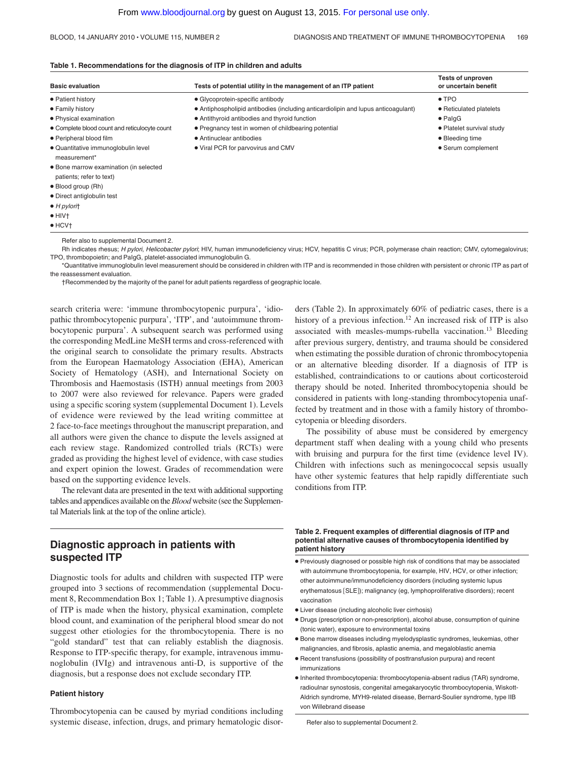**Table 1. Recommendations for the diagnosis of ITP in children and adults**

| Basic evaluation | Tests of potential utility in the management of an ITP patient | Tests of unproven or uncertain benefit |
|---|---|---|
| • Patient history | • Glycoprotein-specific antibody | • TPO |
| • Family history | • Antiphospholipid antibodies (including anticardiolipin and lupus anticoagulant) | • Reticulated platelets |
| • Physical examination | • Antithyroid antibodies and thyroid function | • PaIgG |
| • Complete blood count and reticulocyte count | • Pregnancy test in women of childbearing potential | • Platelet survival study |
| • Peripheral blood film | • Antinuclear antibodies | • Bleeding time |
| • Quantitative immunoglobulin level measurement* | • Viral PCR for parvovirus and CMV | • Serum complement |
| • Bone marrow examination (in selected patients; refer to text) | | |
| • Blood group (Rh) | | |
| • Direct antiglobulin test | | |
| • *H pylori*† | | |
| • HIV† | | |
| • HCV† | | |

Refer also to supplemental Document 2.

Rh indicates rhesus; *H pylori*, *Helicobacter pylori*; HIV, human immunodeficiency virus; HCV, hepatitis C virus; PCR, polymerase chain reaction; CMV, cytomegalovirus; TPO, thrombopoietin; and PaIgG, platelet-associated immunoglobulin G.

*Quantitative immunoglobulin level measurement should be considered in children with ITP and is recommended in those children with persistent or chronic ITP as part of the reassessment evaluation.

†Recommended by the majority of the panel for adult patients regardless of geographic locale.

search criteria were: 'immune thrombocytopenic purpura', 'idiopathic thrombocytopenic purpura', 'ITP', and 'autoimmune thrombocytopenic purpura'. A subsequent search was performed using the corresponding MedLine MeSH terms and cross-referenced with the original search to consolidate the primary results. Abstracts from the European Haematology Association (EHA), American Society of Hematology (ASH), and International Society on Thrombosis and Haemostasis (ISTH) annual meetings from 2003 to 2007 were also reviewed for relevance. Papers were graded using a specific scoring system (supplemental Document 1). Levels of evidence were reviewed by the lead writing committee at 2 face-to-face meetings throughout the manuscript preparation, and all authors were given the chance to dispute the levels assigned at each review stage. Randomized controlled trials (RCTs) were graded as providing the highest level of evidence, with case studies and expert opinion the lowest. Grades of recommendation were based on the supporting evidence levels.

The relevant data are presented in the text with additional supporting tables and appendices available on the *Blood* website (see the Supplemental Materials link at the top of the online article).

## Diagnostic approach in patients with suspected ITP

Diagnostic tools for adults and children with suspected ITP were grouped into 3 sections of recommendation (supplemental Document 8, Recommendation Box 1; Table 1). A presumptive diagnosis of ITP is made when the history, physical examination, complete blood count, and examination of the peripheral blood smear do not suggest other etiologies for the thrombocytopenia. There is no "gold standard" test that can reliably establish the diagnosis. Response to ITP-specific therapy, for example, intravenous immunoglobulin (IVIg) and intravenous anti-D, is supportive of the diagnosis, but a response does not exclude secondary ITP.

### Patient history

Thrombocytopenia can be caused by myriad conditions including systemic disease, infection, drugs, and primary hematologic disorders (Table 2). In approximately 60% of pediatric cases, there is a history of a previous infection.[12] An increased risk of ITP is also associated with measles-mumps-rubella vaccination.[13] Bleeding after previous surgery, dentistry, and trauma should be considered when estimating the possible duration of chronic thrombocytopenia or an alternative bleeding disorder. If a diagnosis of ITP is established, contraindications to or cautions about corticosteroid therapy should be noted. Inherited thrombocytopenia should be considered in patients with long-standing thrombocytopenia unaffected by treatment and in those with a family history of thrombocytopenia or bleeding disorders.

The possibility of abuse must be considered by emergency department staff when dealing with a young child who presents with bruising and purpura for the first time (evidence level IV). Children with infections such as meningococcal sepsis usually have other systemic features that help rapidly differentiate such conditions from ITP.

**Table 2. Frequent examples of differential diagnosis of ITP and potential alternative causes of thrombocytopenia identified by patient history**

- Previously diagnosed or possible high risk of conditions that may be associated with autoimmune thrombocytopenia, for example, HIV, HCV, or other infection; other autoimmune/immunodeficiency disorders (including systemic lupus erythematosus [SLE]); malignancy (eg, lymphoproliferative disorders); recent vaccination
- Liver disease (including alcoholic liver cirrhosis)
- Drugs (prescription or non-prescription), alcohol abuse, consumption of quinine (tonic water), exposure to environmental toxins
- Bone marrow diseases including myelodysplastic syndromes, leukemias, other malignancies, and fibrosis, aplastic anemia, and megaloblastic anemia
- Recent transfusions (possibility of posttransfusion purpura) and recent immunizations
- Inherited thrombocytopenia: thrombocytopenia-absent radius (TAR) syndrome, radioulnar synostosis, congenital amegakaryocytic thrombocytopenia, Wiskott-Aldrich syndrome, MYH9-related disease, Bernard-Soulier syndrome, type IIB von Willebrand disease

Refer also to supplemental Document 2.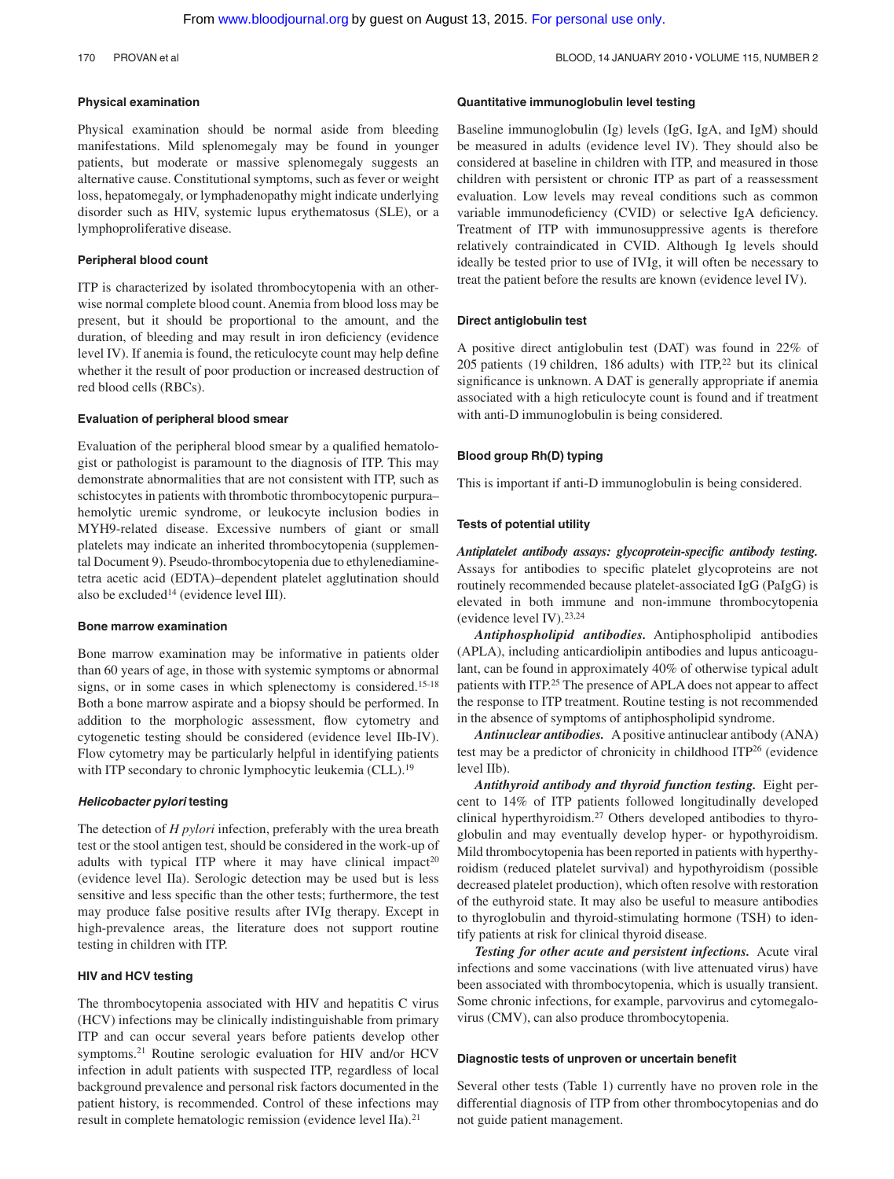### Physical examination

Physical examination should be normal aside from bleeding manifestations. Mild splenomegaly may be found in younger patients, but moderate or massive splenomegaly suggests an alternative cause. Constitutional symptoms, such as fever or weight loss, hepatomegaly, or lymphadenopathy might indicate underlying disorder such as HIV, systemic lupus erythematosus (SLE), or a lymphoproliferative disease.

### Peripheral blood count

ITP is characterized by isolated thrombocytopenia with an otherwise normal complete blood count. Anemia from blood loss may be present, but it should be proportional to the amount, and the duration, of bleeding and may result in iron deficiency (evidence level IV). If anemia is found, the reticulocyte count may help define whether it the result of poor production or increased destruction of red blood cells (RBCs).

### Evaluation of peripheral blood smear

Evaluation of the peripheral blood smear by a qualified hematologist or pathologist is paramount to the diagnosis of ITP. This may demonstrate abnormalities that are not consistent with ITP, such as schistocytes in patients with thrombotic thrombocytopenic purpura–hemolytic uremic syndrome, or leukocyte inclusion bodies in MYH9-related disease. Excessive numbers of giant or small platelets may indicate an inherited thrombocytopenia (supplemental Document 9). Pseudo-thrombocytopenia due to ethylenediaminetetra acetic acid (EDTA)–dependent platelet agglutination should also be excluded[14] (evidence level III).

### Bone marrow examination

Bone marrow examination may be informative in patients older than 60 years of age, in those with systemic symptoms or abnormal signs, or in some cases in which splenectomy is considered.[15-18] Both a bone marrow aspirate and a biopsy should be performed. In addition to the morphologic assessment, flow cytometry and cytogenetic testing should be considered (evidence level IIb-IV). Flow cytometry may be particularly helpful in identifying patients with ITP secondary to chronic lymphocytic leukemia (CLL).[19]

### *Helicobacter pylori* testing

The detection of *H pylori* infection, preferably with the urea breath test or the stool antigen test, should be considered in the work-up of adults with typical ITP where it may have clinical impact[20] (evidence level IIa). Serologic detection may be used but is less sensitive and less specific than the other tests; furthermore, the test may produce false positive results after IVIg therapy. Except in high-prevalence areas, the literature does not support routine testing in children with ITP.

### HIV and HCV testing

The thrombocytopenia associated with HIV and hepatitis C virus (HCV) infections may be clinically indistinguishable from primary ITP and can occur several years before patients develop other symptoms.[21] Routine serologic evaluation for HIV and/or HCV infection in adult patients with suspected ITP, regardless of local background prevalence and personal risk factors documented in the patient history, is recommended. Control of these infections may result in complete hematologic remission (evidence level IIa).[21]

### Quantitative immunoglobulin level testing

Baseline immunoglobulin (Ig) levels (IgG, IgA, and IgM) should be measured in adults (evidence level IV). They should also be considered at baseline in children with ITP, and measured in those children with persistent or chronic ITP as part of a reassessment evaluation. Low levels may reveal conditions such as common variable immunodeficiency (CVID) or selective IgA deficiency. Treatment of ITP with immunosuppressive agents is therefore relatively contraindicated in CVID. Although Ig levels should ideally be tested prior to use of IVIg, it will often be necessary to treat the patient before the results are known (evidence level IV).

### Direct antiglobulin test

A positive direct antiglobulin test (DAT) was found in 22% of 205 patients (19 children, 186 adults) with ITP,[22] but its clinical significance is unknown. A DAT is generally appropriate if anemia associated with a high reticulocyte count is found and if treatment with anti-D immunoglobulin is being considered.

### Blood group Rh(D) typing

This is important if anti-D immunoglobulin is being considered.

### Tests of potential utility

***Antiplatelet antibody assays: glycoprotein-specific antibody testing.*** Assays for antibodies to specific platelet glycoproteins are not routinely recommended because platelet-associated IgG (PaIgG) is elevated in both immune and non-immune thrombocytopenia (evidence level IV).[23,24]

***Antiphospholipid antibodies.*** Antiphospholipid antibodies (APLA), including anticardiolipin antibodies and lupus anticoagulant, can be found in approximately 40% of otherwise typical adult patients with ITP.[25] The presence of APLA does not appear to affect the response to ITP treatment. Routine testing is not recommended in the absence of symptoms of antiphospholipid syndrome.

***Antinuclear antibodies.*** A positive antinuclear antibody (ANA) test may be a predictor of chronicity in childhood ITP[26] (evidence level IIb).

***Antithyroid antibody and thyroid function testing.*** Eight percent to 14% of ITP patients followed longitudinally developed clinical hyperthyroidism.[27] Others developed antibodies to thyroglobulin and may eventually develop hyper- or hypothyroidism. Mild thrombocytopenia has been reported in patients with hyperthyroidism (reduced platelet survival) and hypothyroidism (possible decreased platelet production), which often resolve with restoration of the euthyroid state. It may also be useful to measure antibodies to thyroglobulin and thyroid-stimulating hormone (TSH) to identify patients at risk for clinical thyroid disease.

***Testing for other acute and persistent infections.*** Acute viral infections and some vaccinations (with live attenuated virus) have been associated with thrombocytopenia, which is usually transient. Some chronic infections, for example, parvovirus and cytomegalovirus (CMV), can also produce thrombocytopenia.

### Diagnostic tests of unproven or uncertain benefit

Several other tests (Table 1) currently have no proven role in the differential diagnosis of ITP from other thrombocytopenias and do not guide patient management.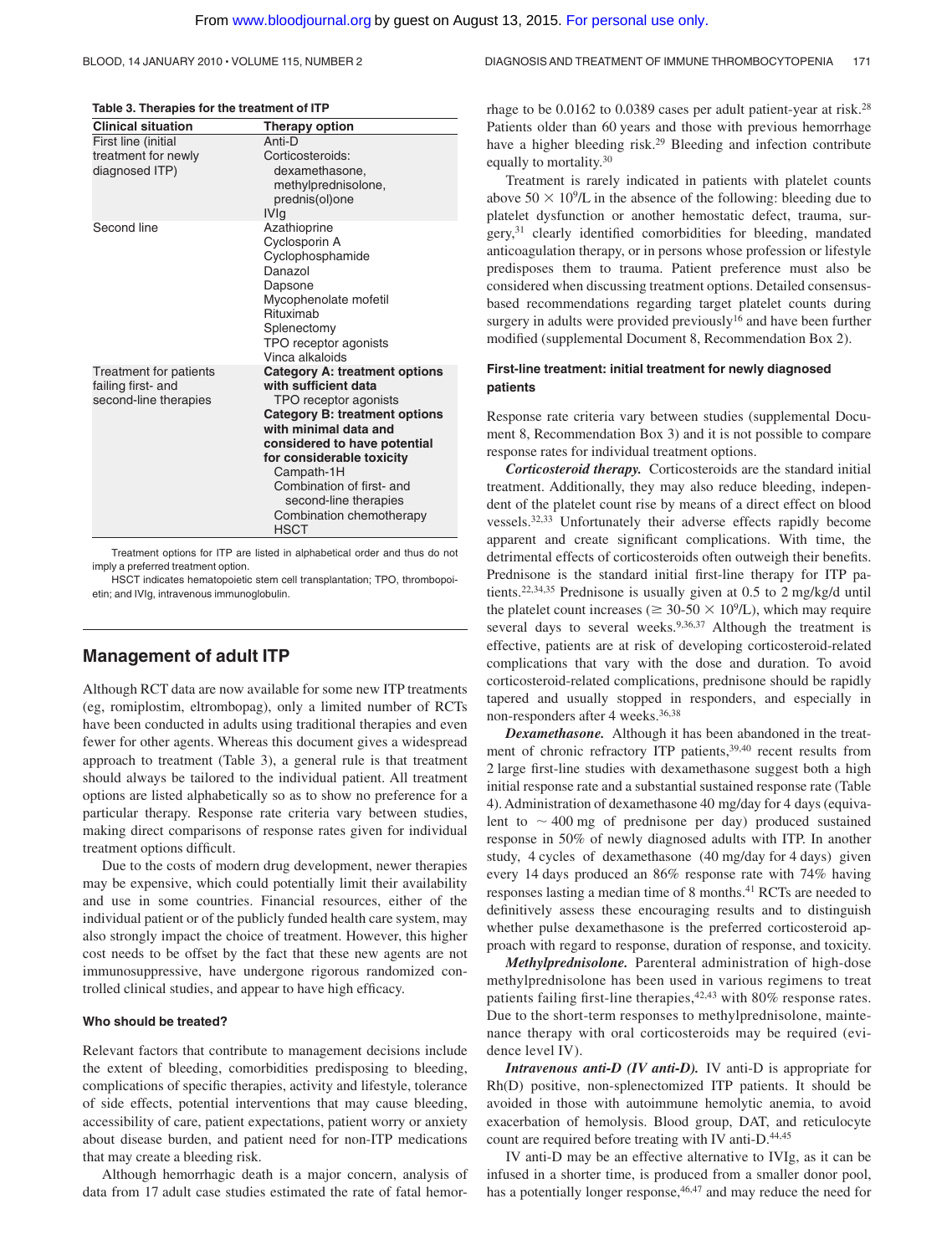**Table 3. Therapies for the treatment of ITP**

| Clinical situation | Therapy option |
|---|---|
| First line (initial treatment for newly diagnosed ITP) | Anti-D<br>Corticosteroids:<br>dexamethasone,<br>methylprednisolone,<br>prednis(ol)one<br>IVIg |
| Second line | Azathioprine<br>Cyclosporin A<br>Cyclophosphamide<br>Danazol<br>Dapsone<br>Mycophenolate mofetil<br>Rituximab<br>Splenectomy<br>TPO receptor agonists<br>Vinca alkaloids |
| Treatment for patients failing first- and second-line therapies | **Category A: treatment options with sufficient data**<br>TPO receptor agonists<br>**Category B: treatment options with minimal data and considered to have potential for considerable toxicity**<br>Campath-1H<br>Combination of first- and second-line therapies<br>Combination chemotherapy<br>HSCT |

Treatment options for ITP are listed in alphabetical order and thus do not imply a preferred treatment option.

HSCT indicates hematopoietic stem cell transplantation; TPO, thrombopoietin; and IVIg, intravenous immunoglobulin.

## Management of adult ITP

Although RCT data are now available for some new ITP treatments (eg, romiplostim, eltrombopag), only a limited number of RCTs have been conducted in adults using traditional therapies and even fewer for other agents. Whereas this document gives a widespread approach to treatment (Table 3), a general rule is that treatment should always be tailored to the individual patient. All treatment options are listed alphabetically so as to show no preference for a particular therapy. Response rate criteria vary between studies, making direct comparisons of response rates given for individual treatment options difficult.

Due to the costs of modern drug development, newer therapies may be expensive, which could potentially limit their availability and use in some countries. Financial resources, either of the individual patient or of the publicly funded health care system, may also strongly impact the choice of treatment. However, this higher cost needs to be offset by the fact that these new agents are not immunosuppressive, have undergone rigorous randomized controlled clinical studies, and appear to have high efficacy.

### Who should be treated?

Relevant factors that contribute to management decisions include the extent of bleeding, comorbidities predisposing to bleeding, complications of specific therapies, activity and lifestyle, tolerance of side effects, potential interventions that may cause bleeding, accessibility of care, patient expectations, patient worry or anxiety about disease burden, and patient need for non-ITP medications that may create a bleeding risk.

Although hemorrhagic death is a major concern, analysis of data from 17 adult case studies estimated the rate of fatal hemorrhage to be 0.0162 to 0.0389 cases per adult patient-year at risk.[28] Patients older than 60 years and those with previous hemorrhage have a higher bleeding risk.[29] Bleeding and infection contribute equally to mortality.[30]

Treatment is rarely indicated in patients with platelet counts above $50 \times 10^9$/L in the absence of the following: bleeding due to platelet dysfunction or another hemostatic defect, trauma, surgery,[31] clearly identified comorbidities for bleeding, mandated anticoagulation therapy, or in persons whose profession or lifestyle predisposes them to trauma. Patient preference must also be considered when discussing treatment options. Detailed consensus-based recommendations regarding target platelet counts during surgery in adults were provided previously[16] and have been further modified (supplemental Document 8, Recommendation Box 2).

### First-line treatment: initial treatment for newly diagnosed patients

Response rate criteria vary between studies (supplemental Document 8, Recommendation Box 3) and it is not possible to compare response rates for individual treatment options.

***Corticosteroid therapy.*** Corticosteroids are the standard initial treatment. Additionally, they may also reduce bleeding, independent of the platelet count rise by means of a direct effect on blood vessels.[32,33] Unfortunately their adverse effects rapidly become apparent and create significant complications. With time, the detrimental effects of corticosteroids often outweigh their benefits. Prednisone is the standard initial first-line therapy for ITP patients.[22,34,35] Prednisone is usually given at 0.5 to 2 mg/kg/d until the platelet count increases ($\geq 30\text{-}50 \times 10^9$/L), which may require several days to several weeks.[9,36,37] Although the treatment is effective, patients are at risk of developing corticosteroid-related complications that vary with the dose and duration. To avoid corticosteroid-related complications, prednisone should be rapidly tapered and usually stopped in responders, and especially in non-responders after 4 weeks.[36,38]

***Dexamethasone.*** Although it has been abandoned in the treatment of chronic refractory ITP patients,[39,40] recent results from 2 large first-line studies with dexamethasone suggest both a high initial response rate and a substantial sustained response rate (Table 4). Administration of dexamethasone 40 mg/day for 4 days (equivalent to $\sim$ 400 mg of prednisone per day) produced sustained response in 50% of newly diagnosed adults with ITP. In another study, 4 cycles of dexamethasone (40 mg/day for 4 days) given every 14 days produced an 86% response rate with 74% having responses lasting a median time of 8 months.[41] RCTs are needed to definitively assess these encouraging results and to distinguish whether pulse dexamethasone is the preferred corticosteroid approach with regard to response, duration of response, and toxicity.

***Methylprednisolone.*** Parenteral administration of high-dose methylprednisolone has been used in various regimens to treat patients failing first-line therapies,[42,43] with 80% response rates. Due to the short-term responses to methylprednisolone, maintenance therapy with oral corticosteroids may be required (evidence level IV).

***Intravenous anti-D (IV anti-D).*** IV anti-D is appropriate for Rh(D) positive, non-splenectomized ITP patients. It should be avoided in those with autoimmune hemolytic anemia, to avoid exacerbation of hemolysis. Blood group, DAT, and reticulocyte count are required before treating with IV anti-D.[44,45]

IV anti-D may be an effective alternative to IVIg, as it can be infused in a shorter time, is produced from a smaller donor pool, has a potentially longer response,[46,47] and may reduce the need for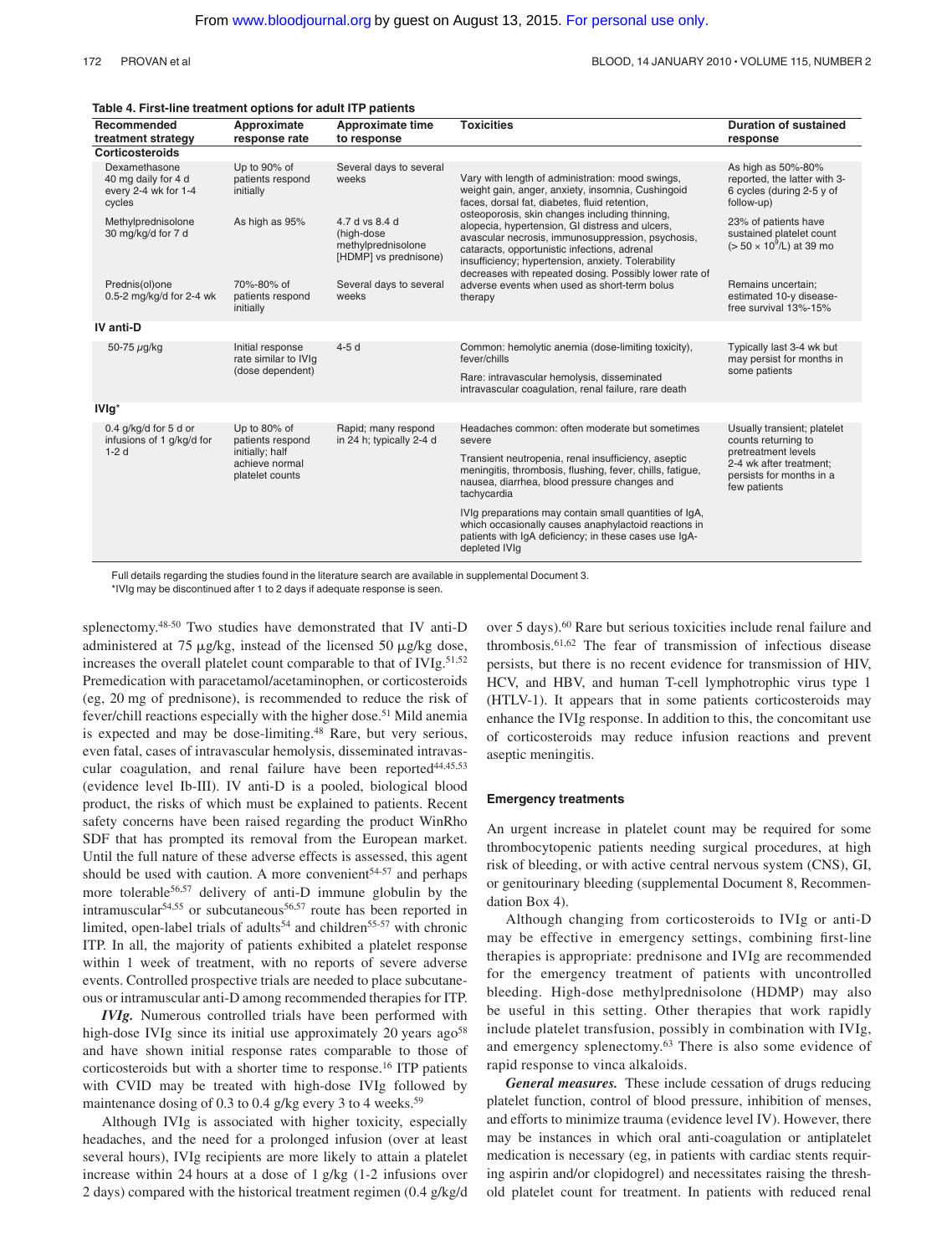**Table 4. First-line treatment options for adult ITP patients**

| Recommended treatment strategy | Approximate response rate | Approximate time to response | Toxicities | Duration of sustained response |
|---|---|---|---|---|
| **Corticosteroids** | | | | |
| Dexamethasone 40 mg daily for 4 d every 2-4 wk for 1-4 cycles | Up to 90% of patients respond initially | Several days to several weeks | Vary with length of administration: mood swings, weight gain, anger, anxiety, insomnia, Cushingoid faces, dorsal fat, diabetes, fluid retention, osteoporosis, skin changes including thinning, alopecia, hypertension, GI distress and ulcers, avascular necrosis, immunosuppression, psychosis, cataracts, opportunistic infections, adrenal insufficiency; hypertension, anxiety. Tolerability decreases with repeated dosing. Possibly lower rate of adverse events when used as short-term bolus therapy | As high as 50%-80% reported, the latter with 3-6 cycles (during 2-5 y of follow-up) |
| Methylprednisolone 30 mg/kg/d for 7 d | As high as 95% | 4.7 d vs 8.4 d (high-dose methylprednisolone [HDMP] vs prednisone) | | 23% of patients have sustained platelet count ($> 50 \times 10^9$/L) at 39 mo |
| Prednis(ol)one 0.5-2 mg/kg/d for 2-4 wk | 70%-80% of patients respond initially | Several days to several weeks | | Remains uncertain; estimated 10-y disease-free survival 13%-15% |
| **IV anti-D** | | | | |
| 50-75 μg/kg | Initial response rate similar to IVIg (dose dependent) | 4-5 d | Common: hemolytic anemia (dose-limiting toxicity), fever/chills<br>Rare: intravascular hemolysis, disseminated intravascular coagulation, renal failure, rare death | Typically last 3-4 wk but may persist for months in some patients |
| **IVIg*** | | | | |
| 0.4 g/kg/d for 5 d or infusions of 1 g/kg/d for 1-2 d | Up to 80% of patients respond initially; half achieve normal platelet counts | Rapid; many respond in 24 h; typically 2-4 d | Headaches common: often moderate but sometimes severe<br>Transient neutropenia, renal insufficiency, aseptic meningitis, thrombosis, flushing, fever, chills, fatigue, nausea, diarrhea, blood pressure changes and tachycardia<br>IVIg preparations may contain small quantities of IgA, which occasionally causes anaphylactoid reactions in patients with IgA deficiency; in these cases use IgA-depleted IVIg | Usually transient; platelet counts returning to pretreatment levels 2-4 wk after treatment; persists for months in a few patients |

Full details regarding the studies found in the literature search are available in supplemental Document 3.

*IVIg may be discontinued after 1 to 2 days if adequate response is seen.

splenectomy.[48-50] Two studies have demonstrated that IV anti-D administered at 75 μg/kg, instead of the licensed 50 μg/kg dose, increases the overall platelet count comparable to that of IVIg.[51,52] Premedication with paracetamol/acetaminophen, or corticosteroids (eg, 20 mg of prednisone), is recommended to reduce the risk of fever/chill reactions especially with the higher dose.[51] Mild anemia is expected and may be dose-limiting.[48] Rare, but very serious, even fatal, cases of intravascular hemolysis, disseminated intravascular coagulation, and renal failure have been reported[44,45,53] (evidence level Ib-III). IV anti-D is a pooled, biological blood product, the risks of which must be explained to patients. Recent safety concerns have been raised regarding the product WinRho SDF that has prompted its removal from the European market. Until the full nature of these adverse effects is assessed, this agent should be used with caution. A more convenient[54-57] and perhaps more tolerable[56,57] delivery of anti-D immune globulin by the intramuscular[54,55] or subcutaneous[56,57] route has been reported in limited, open-label trials of adults[54] and children[55-57] with chronic ITP. In all, the majority of patients exhibited a platelet response within 1 week of treatment, with no reports of severe adverse events. Controlled prospective trials are needed to place subcutaneous or intramuscular anti-D among recommended therapies for ITP.

***IVIg.*** Numerous controlled trials have been performed with high-dose IVIg since its initial use approximately 20 years ago[58] and have shown initial response rates comparable to those of corticosteroids but with a shorter time to response.[16] ITP patients with CVID may be treated with high-dose IVIg followed by maintenance dosing of 0.3 to 0.4 g/kg every 3 to 4 weeks.[59]

Although IVIg is associated with higher toxicity, especially headaches, and the need for a prolonged infusion (over at least several hours), IVIg recipients are more likely to attain a platelet increase within 24 hours at a dose of 1 g/kg (1-2 infusions over 2 days) compared with the historical treatment regimen (0.4 g/kg/d over 5 days).[60] Rare but serious toxicities include renal failure and thrombosis.[61,62] The fear of transmission of infectious disease persists, but there is no recent evidence for transmission of HIV, HCV, and HBV, and human T-cell lymphotrophic virus type 1 (HTLV-1). It appears that in some patients corticosteroids may enhance the IVIg response. In addition to this, the concomitant use of corticosteroids may reduce infusion reactions and prevent aseptic meningitis.

#### Emergency treatments

An urgent increase in platelet count may be required for some thrombocytopenic patients needing surgical procedures, at high risk of bleeding, or with active central nervous system (CNS), GI, or genitourinary bleeding (supplemental Document 8, Recommendation Box 4).

Although changing from corticosteroids to IVIg or anti-D may be effective in emergency settings, combining first-line therapies is appropriate: prednisone and IVIg are recommended for the emergency treatment of patients with uncontrolled bleeding. High-dose methylprednisolone (HDMP) may also be useful in this setting. Other therapies that work rapidly include platelet transfusion, possibly in combination with IVIg, and emergency splenectomy.[63] There is also some evidence of rapid response to vinca alkaloids.

***General measures.*** These include cessation of drugs reducing platelet function, control of blood pressure, inhibition of menses, and efforts to minimize trauma (evidence level IV). However, there may be instances in which oral anti-coagulation or antiplatelet medication is necessary (eg, in patients with cardiac stents requiring aspirin and/or clopidogrel) and necessitates raising the threshold platelet count for treatment. In patients with reduced renal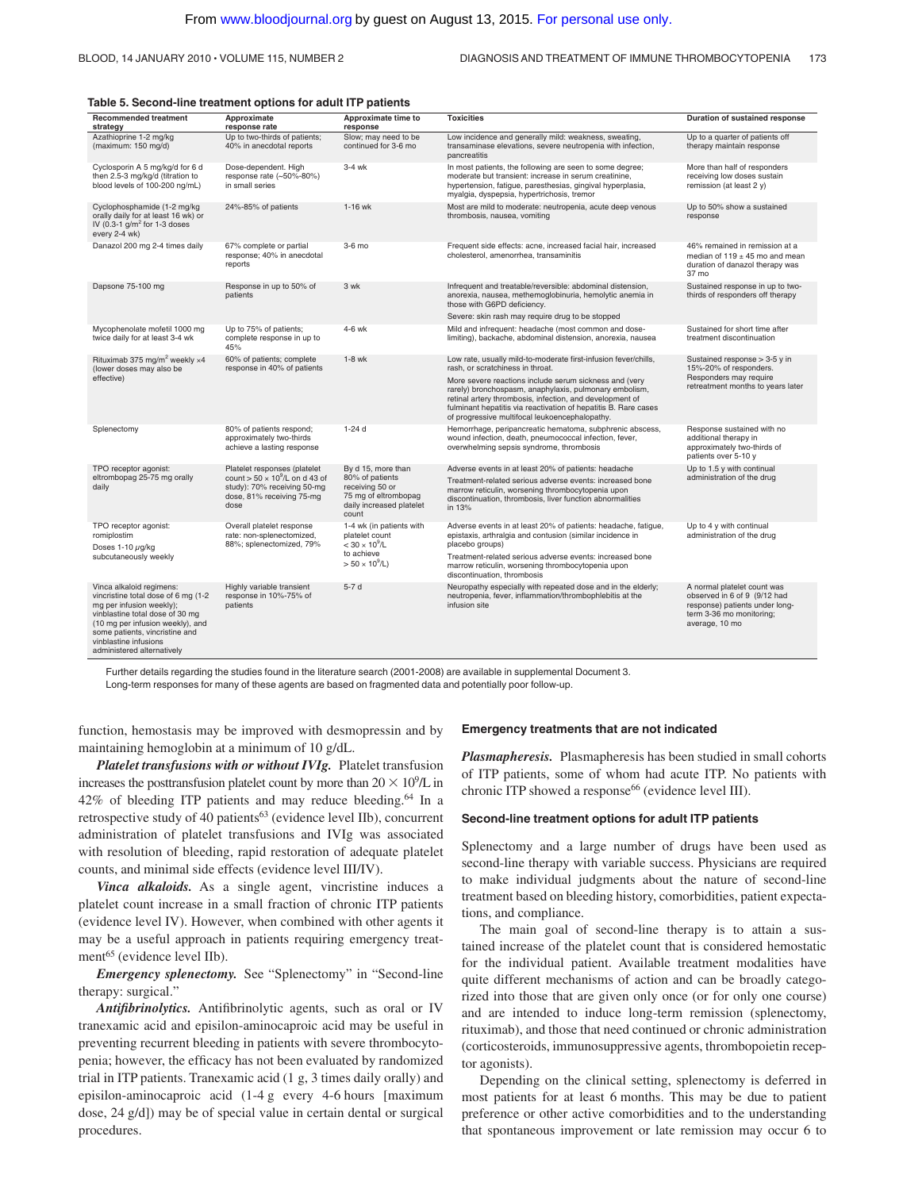**Table 5. Second-line treatment options for adult ITP patients**

| Recommended treatment strategy | Approximate response rate | Approximate time to response | Toxicities | Duration of sustained response |
|---|---|---|---|---|
| Azathioprine 1-2 mg/kg (maximum: 150 mg/d) | Up to two-thirds of patients; 40% in anecdotal reports | Slow; may need to be continued for 3-6 mo | Low incidence and generally mild: weakness, sweating, transaminase elevations, severe neutropenia with infection, pancreatitis | Up to a quarter of patients off therapy maintain response |
| Cyclosporin A 5 mg/kg/d for 6 d then 2.5-3 mg/kg/d (titration to blood levels of 100-200 ng/mL) | Dose-dependent. High response rate (~50%-80%) in small series | 3-4 wk | In most patients, the following are seen to some degree; moderate but transient: increase in serum creatinine, hypertension, fatigue, paresthesias, gingival hyperplasia, myalgia, dyspepsia, hypertrichosis, tremor | More than half of responders receiving low doses sustain remission (at least 2 y) |
| Cyclophosphamide (1-2 mg/kg orally daily for at least 16 wk) or IV (0.3-1 g/m$^2$ for 1-3 doses every 2-4 wk) | 24%-85% of patients | 1-16 wk | Most are mild to moderate: neutropenia, acute deep venous thrombosis, nausea, vomiting | Up to 50% show a sustained response |
| Danazol 200 mg 2-4 times daily | 67% complete or partial response; 40% in anecdotal reports | 3-6 mo | Frequent side effects: acne, increased facial hair, increased cholesterol, amenorrhea, transaminitis | 46% remained in remission at a median of 119 ± 45 mo and mean duration of danazol therapy was 37 mo |
| Dapsone 75-100 mg | Response in up to 50% of patients | 3 wk | Infrequent and treatable/reversible: abdominal distension, anorexia, nausea, methemoglobinuria, hemolytic anemia in those with G6PD deficiency. Severe: skin rash may require drug to be stopped | Sustained response in up to two-thirds of responders off therapy |
| Mycophenolate mofetil 1000 mg twice daily for at least 3-4 wk | Up to 75% of patients; complete response in up to 45% | 4-6 wk | Mild and infrequent: headache (most common and dose-limiting), backache, abdominal distension, anorexia, nausea | Sustained for short time after treatment discontinuation |
| Rituximab 375 mg/m$^2$ weekly ×4 (lower doses may also be effective) | 60% of patients; complete response in 40% of patients | 1-8 wk | Low rate, usually mild-to-moderate first-infusion fever/chills, rash, or scratchiness in throat. More severe reactions include serum sickness and (very rarely) bronchospasm, anaphylaxis, pulmonary embolism, retinal artery thrombosis, infection, and development of fulminant hepatitis via reactivation of hepatitis B. Rare cases of progressive multifocal leukoencephalopathy. | Sustained response > 3-5 y in 15%-20% of responders. Responders may require retreatment months to years later |
| Splenectomy | 80% of patients respond; approximately two-thirds achieve a lasting response | 1-24 d | Hemorrhage, peripancreatic hematoma, subphrenic abscess, wound infection, death, pneumococcal infection, fever, overwhelming sepsis syndrome, thrombosis | Response sustained with no additional therapy in approximately two-thirds of patients over 5-10 y |
| TPO receptor agonist: eltrombopag 25-75 mg orally daily | Platelet responses (platelet count > 50 × 10$^9$/L on d 43 of study): 70% receiving 50-mg dose, 81% receiving 75-mg dose | By d 15, more than 80% of patients receiving 50 or 75 mg of eltrombopag daily increased platelet count | Adverse events in at least 20% of patients: headache. Treatment-related serious adverse events: increased bone marrow reticulin, worsening thrombocytopenia upon discontinuation, thrombosis, liver function abnormalities in 13% | Up to 1.5 y with continual administration of the drug |
| TPO receptor agonist: romiplostim Doses 1-10 μg/kg subcutaneously weekly | Overall platelet response rate: non-splenectomized, 88%; splenectomized, 79% | 1-4 wk (in patients with platelet count < 30 × 10$^9$/L to achieve > 50 × 10$^9$/L) | Adverse events in at least 20% of patients: headache, fatigue, epistaxis, arthralgia and contusion (similar incidence in placebo groups). Treatment-related serious adverse events: increased bone marrow reticulin, worsening thrombocytopenia upon discontinuation, thrombosis | Up to 4 y with continual administration of the drug |
| Vinca alkaloid regimens: vincristine total dose of 6 mg (1-2 mg per infusion weekly); vinblastine total dose of 30 mg (10 mg per infusion weekly), and some patients, vincristine and vinblastine infusions administered alternatively | Highly variable transient response in 10%-75% of patients | 5-7 d | Neuropathy especially with repeated dose and in the elderly; neutropenia, fever, inflammation/thrombophlebitis at the infusion site | A normal platelet count was observed in 6 of 9 (9/12 had response) patients under long-term 3-36 mo monitoring; average, 10 mo |

Further details regarding the studies found in the literature search (2001-2008) are available in supplemental Document 3.
Long-term responses for many of these agents are based on fragmented data and potentially poor follow-up.

function, hemostasis may be improved with desmopressin and by maintaining hemoglobin at a minimum of 10 g/dL.

***Platelet transfusions with or without IVIg.*** Platelet transfusion increases the posttransfusion platelet count by more than $20 \times 10^9$/L in 42% of bleeding ITP patients and may reduce bleeding.[64] In a retrospective study of 40 patients[63] (evidence level IIb), concurrent administration of platelet transfusions and IVIg was associated with resolution of bleeding, rapid restoration of adequate platelet counts, and minimal side effects (evidence level III/IV).

***Vinca alkaloids.*** As a single agent, vincristine induces a platelet count increase in a small fraction of chronic ITP patients (evidence level IV). However, when combined with other agents it may be a useful approach in patients requiring emergency treatment[65] (evidence level IIb).

***Emergency splenectomy.*** See "Splenectomy" in "Second-line therapy: surgical."

***Antifibrinolytics.*** Antifibrinolytic agents, such as oral or IV tranexamic acid and episilon-aminocaproic acid may be useful in preventing recurrent bleeding in patients with severe thrombocytopenia; however, the efficacy has not been evaluated by randomized trial in ITP patients. Tranexamic acid (1 g, 3 times daily orally) and episilon-aminocaproic acid (1-4 g every 4-6 hours [maximum dose, 24 g/d]) may be of special value in certain dental or surgical procedures.

#### Emergency treatments that are not indicated

***Plasmapheresis.*** Plasmapheresis has been studied in small cohorts of ITP patients, some of whom had acute ITP. No patients with chronic ITP showed a response[66] (evidence level III).

#### Second-line treatment options for adult ITP patients

Splenectomy and a large number of drugs have been used as second-line therapy with variable success. Physicians are required to make individual judgments about the nature of second-line treatment based on bleeding history, comorbidities, patient expectations, and compliance.

The main goal of second-line therapy is to attain a sustained increase of the platelet count that is considered hemostatic for the individual patient. Available treatment modalities have quite different mechanisms of action and can be broadly categorized into those that are given only once (or for only one course) and are intended to induce long-term remission (splenectomy, rituximab), and those that need continued or chronic administration (corticosteroids, immunosuppressive agents, thrombopoietin receptor agonists).

Depending on the clinical setting, splenectomy is deferred in most patients for at least 6 months. This may be due to patient preference or other active comorbidities and to the understanding that spontaneous improvement or late remission may occur 6 to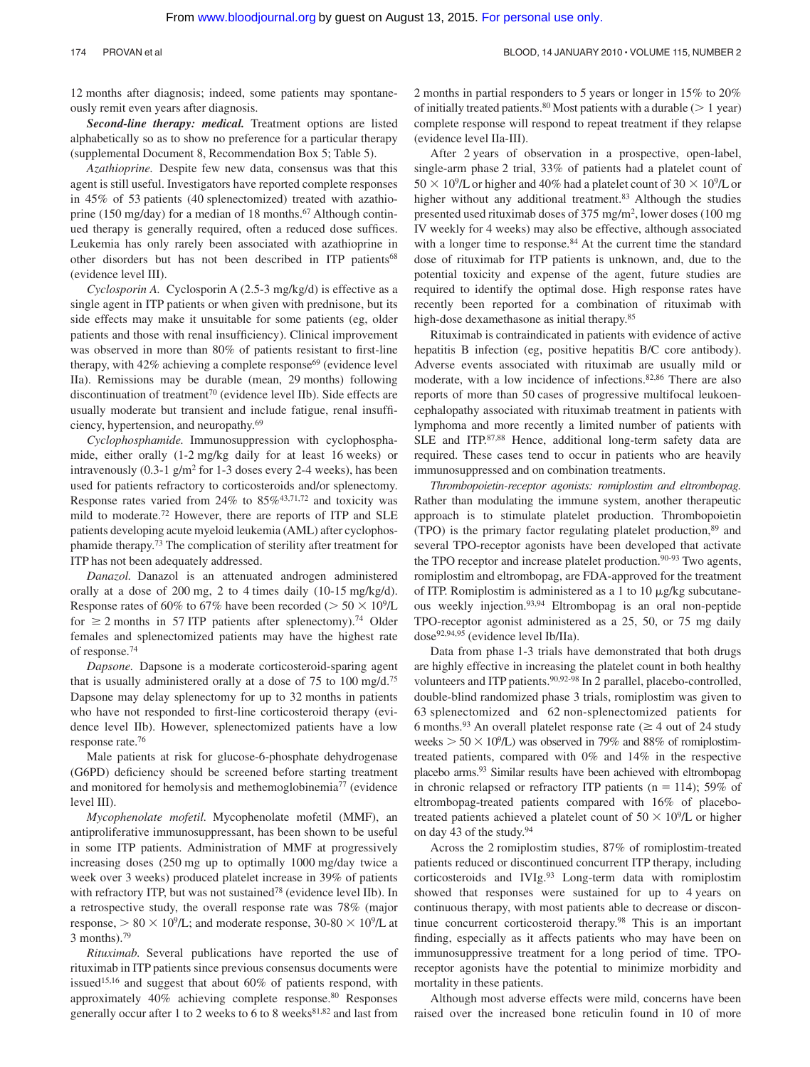12 months after diagnosis; indeed, some patients may spontaneously remit even years after diagnosis.

***Second-line therapy: medical.*** Treatment options are listed alphabetically so as to show no preference for a particular therapy (supplemental Document 8, Recommendation Box 5; Table 5).

*Azathioprine.* Despite few new data, consensus was that this agent is still useful. Investigators have reported complete responses in 45% of 53 patients (40 splenectomized) treated with azathioprine (150 mg/day) for a median of 18 months.[67] Although continued therapy is generally required, often a reduced dose suffices. Leukemia has only rarely been associated with azathioprine in other disorders but has not been described in ITP patients[68] (evidence level III).

*Cyclosporin A.* Cyclosporin A (2.5-3 mg/kg/d) is effective as a single agent in ITP patients or when given with prednisone, but its side effects may make it unsuitable for some patients (eg, older patients and those with renal insufficiency). Clinical improvement was observed in more than 80% of patients resistant to first-line therapy, with 42% achieving a complete response[69] (evidence level IIa). Remissions may be durable (mean, 29 months) following discontinuation of treatment[70] (evidence level IIb). Side effects are usually moderate but transient and include fatigue, renal insufficiency, hypertension, and neuropathy.[69]

*Cyclophosphamide.* Immunosuppression with cyclophosphamide, either orally (1-2 mg/kg daily for at least 16 weeks) or intravenously (0.3-1 $g/m^2$ for 1-3 doses every 2-4 weeks), has been used for patients refractory to corticosteroids and/or splenectomy. Response rates varied from 24% to 85%[43,71,72] and toxicity was mild to moderate.[72] However, there are reports of ITP and SLE patients developing acute myeloid leukemia (AML) after cyclophosphamide therapy.[73] The complication of sterility after treatment for ITP has not been adequately addressed.

*Danazol.* Danazol is an attenuated androgen administered orally at a dose of 200 mg, 2 to 4 times daily (10-15 mg/kg/d). Response rates of 60% to 67% have been recorded ($> 50 \times 10^9$/L for $\geq 2$ months in 57 ITP patients after splenectomy).[74] Older females and splenectomized patients may have the highest rate of response.[74]

*Dapsone.* Dapsone is a moderate corticosteroid-sparing agent that is usually administered orally at a dose of 75 to 100 mg/d.[75] Dapsone may delay splenectomy for up to 32 months in patients who have not responded to first-line corticosteroid therapy (evidence level IIb). However, splenectomized patients have a low response rate.[76]

Male patients at risk for glucose-6-phosphate dehydrogenase (G6PD) deficiency should be screened before starting treatment and monitored for hemolysis and methemoglobinemia[77] (evidence level III).

*Mycophenolate mofetil.* Mycophenolate mofetil (MMF), an antiproliferative immunosuppressant, has been shown to be useful in some ITP patients. Administration of MMF at progressively increasing doses (250 mg up to optimally 1000 mg/day twice a week over 3 weeks) produced platelet increase in 39% of patients with refractory ITP, but was not sustained[78] (evidence level IIb). In a retrospective study, the overall response rate was 78% (major response, $> 80 \times 10^9$/L; and moderate response, $30\text{-}80 \times 10^9$/L at 3 months).[79]

*Rituximab.* Several publications have reported the use of rituximab in ITP patients since previous consensus documents were issued[15,16] and suggest that about 60% of patients respond, with approximately 40% achieving complete response.[80] Responses generally occur after 1 to 2 weeks to 6 to 8 weeks[81,82] and last from 2 months in partial responders to 5 years or longer in 15% to 20% of initially treated patients.[80] Most patients with a durable (> 1 year) complete response will respond to repeat treatment if they relapse (evidence level IIa-III).

After 2 years of observation in a prospective, open-label, single-arm phase 2 trial, 33% of patients had a platelet count of $50 \times 10^9$/L or higher and 40% had a platelet count of $30 \times 10^9$/L or higher without any additional treatment.[83] Although the studies presented used rituximab doses of 375 mg/$m^2$, lower doses (100 mg IV weekly for 4 weeks) may also be effective, although associated with a longer time to response.[84] At the current time the standard dose of rituximab for ITP patients is unknown, and, due to the potential toxicity and expense of the agent, future studies are required to identify the optimal dose. High response rates have recently been reported for a combination of rituximab with high-dose dexamethasone as initial therapy.[85]

Rituximab is contraindicated in patients with evidence of active hepatitis B infection (eg, positive hepatitis B/C core antibody). Adverse events associated with rituximab are usually mild or moderate, with a low incidence of infections.[82,86] There are also reports of more than 50 cases of progressive multifocal leukoencephalopathy associated with rituximab treatment in patients with lymphoma and more recently a limited number of patients with SLE and ITP.[87,88] Hence, additional long-term safety data are required. These cases tend to occur in patients who are heavily immunosuppressed and on combination treatments.

*Thrombopoietin-receptor agonists: romiplostim and eltrombopag.* Rather than modulating the immune system, another therapeutic approach is to stimulate platelet production. Thrombopoietin (TPO) is the primary factor regulating platelet production,[89] and several TPO-receptor agonists have been developed that activate the TPO receptor and increase platelet production.[90-93] Two agents, romiplostim and eltrombopag, are FDA-approved for the treatment of ITP. Romiplostim is administered as a 1 to 10 μg/kg subcutaneous weekly injection.[93,94] Eltrombopag is an oral non-peptide TPO-receptor agonist administered as a 25, 50, or 75 mg daily dose[92,94,95] (evidence level Ib/IIa).

Data from phase 1-3 trials have demonstrated that both drugs are highly effective in increasing the platelet count in both healthy volunteers and ITP patients.[90,92-98] In 2 parallel, placebo-controlled, double-blind randomized phase 3 trials, romiplostim was given to 63 splenectomized and 62 non-splenectomized patients for 6 months.[93] An overall platelet response rate ($\geq 4$ out of 24 study weeks $> 50 \times 10^9$/L) was observed in 79% and 88% of romiplostim-treated patients, compared with 0% and 14% in the respective placebo arms.[93] Similar results have been achieved with eltrombopag in chronic relapsed or refractory ITP patients (n = 114); 59% of eltrombopag-treated patients compared with 16% of placebo-treated patients achieved a platelet count of $50 \times 10^9$/L or higher on day 43 of the study.[94]

Across the 2 romiplostim studies, 87% of romiplostim-treated patients reduced or discontinued concurrent ITP therapy, including corticosteroids and IVIg.[93] Long-term data with romiplostim showed that responses were sustained for up to 4 years on continuous therapy, with most patients able to decrease or discontinue concurrent corticosteroid therapy.[98] This is an important finding, especially as it affects patients who may have been on immunosuppressive treatment for a long period of time. TPO-receptor agonists have the potential to minimize morbidity and mortality in these patients.

Although most adverse effects were mild, concerns have been raised over the increased bone reticulin found in 10 of more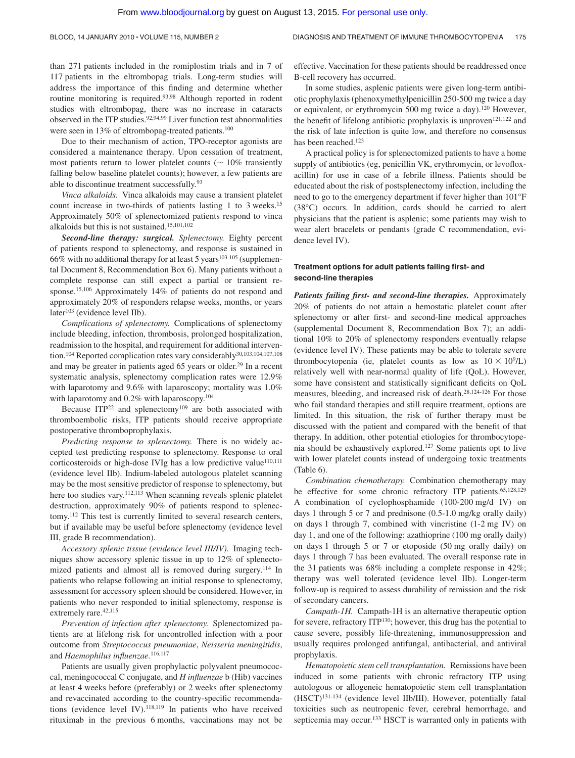than 271 patients included in the romiplostim trials and in 7 of 117 patients in the eltrombopag trials. Long-term studies will address the importance of this finding and determine whether routine monitoring is required.[93,98] Although reported in rodent studies with eltrombopag, there was no increase in cataracts observed in the ITP studies.[92,94,99] Liver function test abnormalities were seen in 13% of eltrombopag-treated patients.[100]

Due to their mechanism of action, TPO-receptor agonists are considered a maintenance therapy. Upon cessation of treatment, most patients return to lower platelet counts (~ 10% transiently falling below baseline platelet counts); however, a few patients are able to discontinue treatment successfully.[93]

*Vinca alkaloids.* Vinca alkaloids may cause a transient platelet count increase in two-thirds of patients lasting 1 to 3 weeks.[15] Approximately 50% of splenectomized patients respond to vinca alkaloids but this is not sustained.[15,101,102]

***Second-line therapy: surgical.*** *Splenectomy.* Eighty percent of patients respond to splenectomy, and response is sustained in 66% with no additional therapy for at least 5 years[103-105] (supplemental Document 8, Recommendation Box 6). Many patients without a complete response can still expect a partial or transient response.[15,106] Approximately 14% of patients do not respond and approximately 20% of responders relapse weeks, months, or years later[103] (evidence level IIb).

*Complications of splenectomy.* Complications of splenectomy include bleeding, infection, thrombosis, prolonged hospitalization, readmission to the hospital, and requirement for additional intervention.[104] Reported complication rates vary considerably[30,103,104,107,108] and may be greater in patients aged 65 years or older.[29] In a recent systematic analysis, splenectomy complication rates were 12.9% with laparotomy and 9.6% with laparoscopy; mortality was 1.0% with laparotomy and 0.2% with laparoscopy.[104]

Because ITP[22] and splenectomy[109] are both associated with thromboembolic risks, ITP patients should receive appropriate postoperative thromboprophylaxis.

*Predicting response to splenectomy.* There is no widely accepted test predicting response to splenectomy. Response to oral corticosteroids or high-dose IVIg has a low predictive value[110,111] (evidence level IIb). Indium-labeled autologous platelet scanning may be the most sensitive predictor of response to splenectomy, but here too studies vary.[112,113] When scanning reveals splenic platelet destruction, approximately 90% of patients respond to splenectomy.[112] This test is currently limited to several research centers, but if available may be useful before splenectomy (evidence level III, grade B recommendation).

*Accessory splenic tissue (evidence level III/IV).* Imaging techniques show accessory splenic tissue in up to 12% of splenectomized patients and almost all is removed during surgery.[114] In patients who relapse following an initial response to splenectomy, assessment for accessory spleen should be considered. However, in patients who never responded to initial splenectomy, response is extremely rare.[42,115]

*Prevention of infection after splenectomy.* Splenectomized patients are at lifelong risk for uncontrolled infection with a poor outcome from *Streptococcus pneumoniae*, *Neisseria meningitidis*, and *Haemophilus influenzae*.[116,117]

Patients are usually given prophylactic polyvalent pneumococcal, meningococcal C conjugate, and *H influenzae* b (Hib) vaccines at least 4 weeks before (preferably) or 2 weeks after splenectomy and revaccinated according to the country-specific recommendations (evidence level IV).[118,119] In patients who have received rituximab in the previous 6 months, vaccinations may not be effective. Vaccination for these patients should be readdressed once B-cell recovery has occurred.

In some studies, asplenic patients were given long-term antibiotic prophylaxis (phenoxymethylpenicillin 250-500 mg twice a day or equivalent, or erythromycin 500 mg twice a day).[120] However, the benefit of lifelong antibiotic prophylaxis is unproven[121,122] and the risk of late infection is quite low, and therefore no consensus has been reached.[123]

A practical policy is for splenectomized patients to have a home supply of antibiotics (eg, penicillin VK, erythromycin, or levofloxacillin) for use in case of a febrile illness. Patients should be educated about the risk of postsplenectomy infection, including the need to go to the emergency department if fever higher than 101°F (38°C) occurs. In addition, cards should be carried to alert physicians that the patient is asplenic; some patients may wish to wear alert bracelets or pendants (grade C recommendation, evidence level IV).

#### Treatment options for adult patients failing first- and second-line therapies

***Patients failing first- and second-line therapies.*** Approximately 20% of patients do not attain a hemostatic platelet count after splenectomy or after first- and second-line medical approaches (supplemental Document 8, Recommendation Box 7); an additional 10% to 20% of splenectomy responders eventually relapse (evidence level IV). These patients may be able to tolerate severe thrombocytopenia (ie, platelet counts as low as $10 \times 10^9$/L) relatively well with near-normal quality of life (QoL). However, some have consistent and statistically significant deficits on QoL measures, bleeding, and increased risk of death.[28,124-126] For those who fail standard therapies and still require treatment, options are limited. In this situation, the risk of further therapy must be discussed with the patient and compared with the benefit of that therapy. In addition, other potential etiologies for thrombocytopenia should be exhaustively explored.[127] Some patients opt to live with lower platelet counts instead of undergoing toxic treatments (Table 6).

*Combination chemotherapy.* Combination chemotherapy may be effective for some chronic refractory ITP patients.[65,128,129] A combination of cyclophosphamide (100-200 mg/d IV) on days 1 through 5 or 7 and prednisone (0.5-1.0 mg/kg orally daily) on days 1 through 7, combined with vincristine (1-2 mg IV) on day 1, and one of the following: azathioprine (100 mg orally daily) on days 1 through 5 or 7 or etoposide (50 mg orally daily) on days 1 through 7 has been evaluated. The overall response rate in the 31 patients was 68% including a complete response in 42%; therapy was well tolerated (evidence level IIb). Longer-term follow-up is required to assess durability of remission and the risk of secondary cancers.

*Campath-1H.* Campath-1H is an alternative therapeutic option for severe, refractory ITP[130]; however, this drug has the potential to cause severe, possibly life-threatening, immunosuppression and usually requires prolonged antifungal, antibacterial, and antiviral prophylaxis.

*Hematopoietic stem cell transplantation.* Remissions have been induced in some patients with chronic refractory ITP using autologous or allogeneic hematopoietic stem cell transplantation (HSCT)[131-134] (evidence level IIb/III). However, potentially fatal toxicities such as neutropenic fever, cerebral hemorrhage, and septicemia may occur.[133] HSCT is warranted only in patients with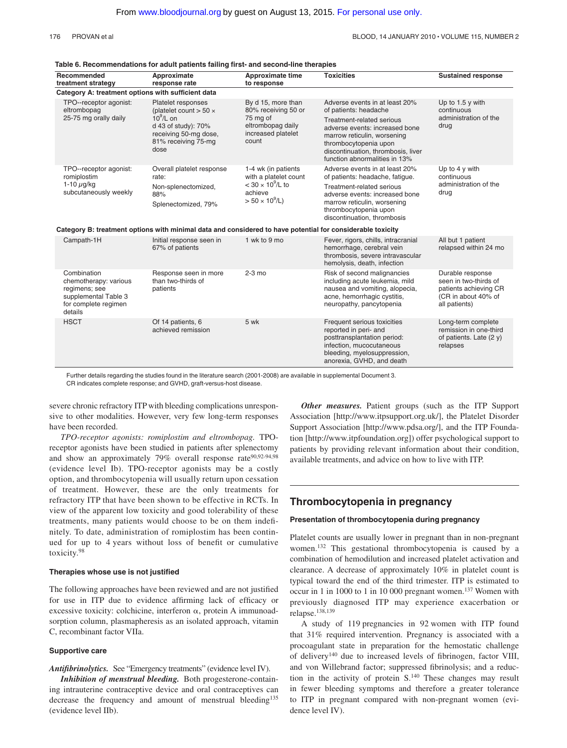**Table 6. Recommendations for adult patients failing first- and second-line therapies**

| Recommended treatment strategy | Approximate response rate | Approximate time to response | Toxicities | Sustained response |
|---|---|---|---|---|
| **Category A: treatment options with sufficient data** | | | | |
| TPO--receptor agonist: eltrombopag 25-75 mg orally daily | Platelet responses (platelet count > 50 × $10^9$/L on d 43 of study): 70% receiving 50-mg dose, 81% receiving 75-mg dose | By d 15, more than 80% receiving 50 or 75 mg of eltrombopag daily increased platelet count | Adverse events in at least 20% of patients: headache. Treatment-related serious adverse events: increased bone marrow reticulin, worsening thrombocytopenia upon discontinuation, thrombosis, liver function abnormalities in 13% | Up to 1.5 y with continuous administration of the drug |
| TPO--receptor agonist: romiplostim 1-10 μg/kg subcutaneously weekly | Overall platelet response rate: Non-splenectomized, 88%; Splenectomized, 79% | 1-4 wk (in patients with a platelet count < 30 × $10^9$/L to achieve > 50 × $10^9$/L) | Adverse events in at least 20% of patients: headache, fatigue. Treatment-related serious adverse events: increased bone marrow reticulin, worsening thrombocytopenia upon discontinuation, thrombosis | Up to 4 y with continuous administration of the drug |
| **Category B: treatment options with minimal data and considered to have potential for considerable toxicity** | | | | |
| Campath-1H | Initial response seen in 67% of patients | 1 wk to 9 mo | Fever, rigors, chills, intracranial hemorrhage, cerebral vein thrombosis, severe intravascular hemolysis, death, infection | All but 1 patient relapsed within 24 mo |
| Combination chemotherapy: various regimens; see supplemental Table 3 for complete regimen details | Response seen in more than two-thirds of patients | 2-3 mo | Risk of second malignancies including acute leukemia, mild nausea and vomiting, alopecia, acne, hemorrhagic cystitis, neuropathy, pancytopenia | Durable response seen in two-thirds of patients achieving CR (CR in about 40% of all patients) |
| HSCT | Of 14 patients, 6 achieved remission | 5 wk | Frequent serious toxicities reported in peri- and posttransplantation period: infection, mucocutaneous bleeding, myelosuppression, anorexia, GVHD, and death | Long-term complete remission in one-third of patients. Late (2 y) relapses |

Further details regarding the studies found in the literature search (2001-2008) are available in supplemental Document 3.
CR indicates complete response; and GVHD, graft-versus-host disease.

severe chronic refractory ITP with bleeding complications unresponsive to other modalities. However, very few long-term responses have been recorded.

*TPO-receptor agonists: romiplostim and eltrombopag.* TPO-receptor agonists have been studied in patients after splenectomy and show an approximately 79% overall response rate[90,92-94,98] (evidence level Ib). TPO-receptor agonists may be a costly option, and thrombocytopenia will usually return upon cessation of treatment. However, these are the only treatments for refractory ITP that have been shown to be effective in RCTs. In view of the apparent low toxicity and good tolerability of these treatments, many patients would choose to be on them indefinitely. To date, administration of romiplostim has been continued for up to 4 years without loss of benefit or cumulative toxicity.[98]

### Therapies whose use is not justified

The following approaches have been reviewed and are not justified for use in ITP due to evidence affirming lack of efficacy or excessive toxicity: colchicine, interferon α, protein A immunoadsorption column, plasmapheresis as an isolated approach, vitamin C, recombinant factor VIIa.

### Supportive care

***Antifibrinolytics.*** See "Emergency treatments" (evidence level IV).

***Inhibition of menstrual bleeding.*** Both progesterone-containing intrauterine contraceptive device and oral contraceptives can decrease the frequency and amount of menstrual bleeding[135] (evidence level IIb).

***Other measures.*** Patient groups (such as the ITP Support Association [http://www.itpsupport.org.uk/], the Platelet Disorder Support Association [http://www.pdsa.org/], and the ITP Foundation [http://www.itpfoundation.org]) offer psychological support to patients by providing relevant information about their condition, available treatments, and advice on how to live with ITP.

## Thrombocytopenia in pregnancy

### Presentation of thrombocytopenia during pregnancy

Platelet counts are usually lower in pregnant than in non-pregnant women.[132] This gestational thrombocytopenia is caused by a combination of hemodilution and increased platelet activation and clearance. A decrease of approximately 10% in platelet count is typical toward the end of the third trimester. ITP is estimated to occur in 1 in 1000 to 1 in 10 000 pregnant women.[137] Women with previously diagnosed ITP may experience exacerbation or relapse.[138,139]

A study of 119 pregnancies in 92 women with ITP found that 31% required intervention. Pregnancy is associated with a procoagulant state in preparation for the hemostatic challenge of delivery[140] due to increased levels of fibrinogen, factor VIII, and von Willebrand factor; suppressed fibrinolysis; and a reduction in the activity of protein S.[140] These changes may result in fewer bleeding symptoms and therefore a greater tolerance to ITP in pregnant compared with non-pregnant women (evidence level IV).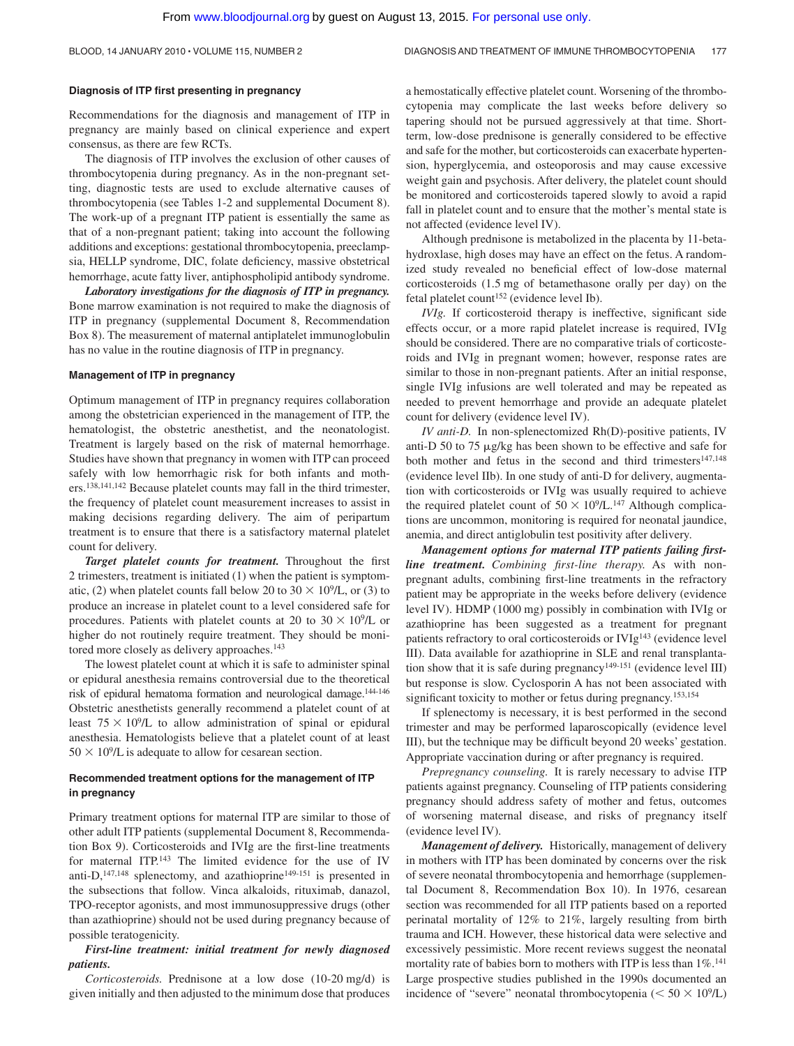### Diagnosis of ITP first presenting in pregnancy

Recommendations for the diagnosis and management of ITP in pregnancy are mainly based on clinical experience and expert consensus, as there are few RCTs.

The diagnosis of ITP involves the exclusion of other causes of thrombocytopenia during pregnancy. As in the non-pregnant setting, diagnostic tests are used to exclude alternative causes of thrombocytopenia (see Tables 1-2 and supplemental Document 8). The work-up of a pregnant ITP patient is essentially the same as that of a non-pregnant patient; taking into account the following additions and exceptions: gestational thrombocytopenia, preeclampsia, HELLP syndrome, DIC, folate deficiency, massive obstetrical hemorrhage, acute fatty liver, antiphospholipid antibody syndrome.

***Laboratory investigations for the diagnosis of ITP in pregnancy.*** Bone marrow examination is not required to make the diagnosis of ITP in pregnancy (supplemental Document 8, Recommendation Box 8). The measurement of maternal antiplatelet immunoglobulin has no value in the routine diagnosis of ITP in pregnancy.

### Management of ITP in pregnancy

Optimum management of ITP in pregnancy requires collaboration among the obstetrician experienced in the management of ITP, the hematologist, the obstetric anesthetist, and the neonatologist. Treatment is largely based on the risk of maternal hemorrhage. Studies have shown that pregnancy in women with ITP can proceed safely with low hemorrhagic risk for both infants and mothers.[138,141,142] Because platelet counts may fall in the third trimester, the frequency of platelet count measurement increases to assist in making decisions regarding delivery. The aim of peripartum treatment is to ensure that there is a satisfactory maternal platelet count for delivery.

***Target platelet counts for treatment.*** Throughout the first 2 trimesters, treatment is initiated (1) when the patient is symptomatic, (2) when platelet counts fall below 20 to 30 $\times 10^9$/L, or (3) to produce an increase in platelet count to a level considered safe for procedures. Patients with platelet counts at 20 to 30 $\times 10^9$/L or higher do not routinely require treatment. They should be monitored more closely as delivery approaches.[143]

The lowest platelet count at which it is safe to administer spinal or epidural anesthesia remains controversial due to the theoretical risk of epidural hematoma formation and neurological damage.[144-146] Obstetric anesthetists generally recommend a platelet count of at least 75 $\times 10^9$/L to allow administration of spinal or epidural anesthesia. Hematologists believe that a platelet count of at least 50 $\times 10^9$/L is adequate to allow for cesarean section.

### Recommended treatment options for the management of ITP in pregnancy

Primary treatment options for maternal ITP are similar to those of other adult ITP patients (supplemental Document 8, Recommendation Box 9). Corticosteroids and IVIg are the first-line treatments for maternal ITP.[143] The limited evidence for the use of IV anti-D,[147,148] splenectomy, and azathioprine[149-151] is presented in the subsections that follow. Vinca alkaloids, rituximab, danazol, TPO-receptor agonists, and most immunosuppressive drugs (other than azathioprine) should not be used during pregnancy because of possible teratogenicity.

***First-line treatment: initial treatment for newly diagnosed patients.***

*Corticosteroids.* Prednisone at a low dose (10-20 mg/d) is given initially and then adjusted to the minimum dose that produces a hemostatically effective platelet count. Worsening of the thrombocytopenia may complicate the last weeks before delivery so tapering should not be pursued aggressively at that time. Short-term, low-dose prednisone is generally considered to be effective and safe for the mother, but corticosteroids can exacerbate hypertension, hyperglycemia, and osteoporosis and may cause excessive weight gain and psychosis. After delivery, the platelet count should be monitored and corticosteroids tapered slowly to avoid a rapid fall in platelet count and to ensure that the mother's mental state is not affected (evidence level IV).

Although prednisone is metabolized in the placenta by 11-beta-hydroxlase, high doses may have an effect on the fetus. A randomized study revealed no beneficial effect of low-dose maternal corticosteroids (1.5 mg of betamethasone orally per day) on the fetal platelet count[152] (evidence level Ib).

*IVIg.* If corticosteroid therapy is ineffective, significant side effects occur, or a more rapid platelet increase is required, IVIg should be considered. There are no comparative trials of corticosteroids and IVIg in pregnant women; however, response rates are similar to those in non-pregnant patients. After an initial response, single IVIg infusions are well tolerated and may be repeated as needed to prevent hemorrhage and provide an adequate platelet count for delivery (evidence level IV).

*IV anti-D.* In non-splenectomized Rh(D)-positive patients, IV anti-D 50 to 75 μg/kg has been shown to be effective and safe for both mother and fetus in the second and third trimesters[147,148] (evidence level IIb). In one study of anti-D for delivery, augmentation with corticosteroids or IVIg was usually required to achieve the required platelet count of 50 $\times 10^9$/L.[147] Although complications are uncommon, monitoring is required for neonatal jaundice, anemia, and direct antiglobulin test positivity after delivery.

***Management options for maternal ITP patients failing first-line treatment.*** *Combining first-line therapy.* As with non-pregnant adults, combining first-line treatments in the refractory patient may be appropriate in the weeks before delivery (evidence level IV). HDMP (1000 mg) possibly in combination with IVIg or azathioprine has been suggested as a treatment for pregnant patients refractory to oral corticosteroids or IVIg[143] (evidence level III). Data available for azathioprine in SLE and renal transplantation show that it is safe during pregnancy[149-151] (evidence level III) but response is slow. Cyclosporin A has not been associated with significant toxicity to mother or fetus during pregnancy.[153,154]

If splenectomy is necessary, it is best performed in the second trimester and may be performed laparoscopically (evidence level III), but the technique may be difficult beyond 20 weeks' gestation. Appropriate vaccination during or after pregnancy is required.

*Prepregnancy counseling.* It is rarely necessary to advise ITP patients against pregnancy. Counseling of ITP patients considering pregnancy should address safety of mother and fetus, outcomes of worsening maternal disease, and risks of pregnancy itself (evidence level IV).

***Management of delivery.*** Historically, management of delivery in mothers with ITP has been dominated by concerns over the risk of severe neonatal thrombocytopenia and hemorrhage (supplemental Document 8, Recommendation Box 10). In 1976, cesarean section was recommended for all ITP patients based on a reported perinatal mortality of 12% to 21%, largely resulting from birth trauma and ICH. However, these historical data were selective and excessively pessimistic. More recent reviews suggest the neonatal mortality rate of babies born to mothers with ITP is less than 1%.[141] Large prospective studies published in the 1990s documented an incidence of "severe" neonatal thrombocytopenia (< 50 $\times 10^9$/L)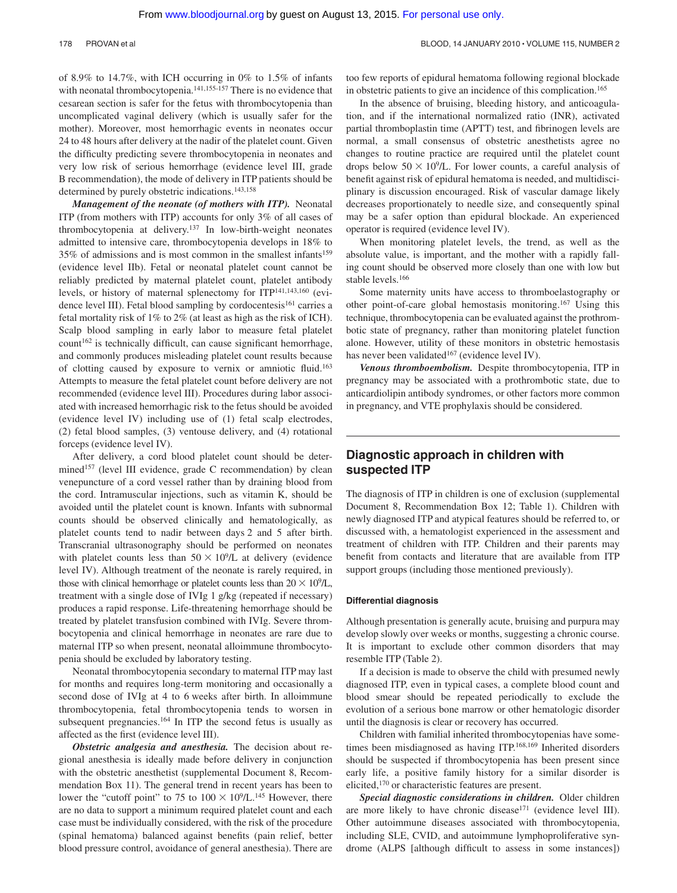of 8.9% to 14.7%, with ICH occurring in 0% to 1.5% of infants with neonatal thrombocytopenia.[141,155-157] There is no evidence that cesarean section is safer for the fetus with thrombocytopenia than uncomplicated vaginal delivery (which is usually safer for the mother). Moreover, most hemorrhagic events in neonates occur 24 to 48 hours after delivery at the nadir of the platelet count. Given the difficulty predicting severe thrombocytopenia in neonates and very low risk of serious hemorrhage (evidence level III, grade B recommendation), the mode of delivery in ITP patients should be determined by purely obstetric indications.[143,158]

***Management of the neonate (of mothers with ITP).*** Neonatal ITP (from mothers with ITP) accounts for only 3% of all cases of thrombocytopenia at delivery.[137] In low-birth-weight neonates admitted to intensive care, thrombocytopenia develops in 18% to 35% of admissions and is most common in the smallest infants[159] (evidence level IIb). Fetal or neonatal platelet count cannot be reliably predicted by maternal platelet count, platelet antibody levels, or history of maternal splenectomy for ITP[141,143,160] (evidence level III). Fetal blood sampling by cordocentesis[161] carries a fetal mortality risk of 1% to 2% (at least as high as the risk of ICH). Scalp blood sampling in early labor to measure fetal platelet count[162] is technically difficult, can cause significant hemorrhage, and commonly produces misleading platelet count results because of clotting caused by exposure to vernix or amniotic fluid.[163] Attempts to measure the fetal platelet count before delivery are not recommended (evidence level III). Procedures during labor associated with increased hemorrhagic risk to the fetus should be avoided (evidence level IV) including use of (1) fetal scalp electrodes, (2) fetal blood samples, (3) ventouse delivery, and (4) rotational forceps (evidence level IV).

After delivery, a cord blood platelet count should be determined[157] (level III evidence, grade C recommendation) by clean venepuncture of a cord vessel rather than by draining blood from the cord. Intramuscular injections, such as vitamin K, should be avoided until the platelet count is known. Infants with subnormal counts should be observed clinically and hematologically, as platelet counts tend to nadir between days 2 and 5 after birth. Transcranial ultrasonography should be performed on neonates with platelet counts less than $50 \times 10^9$/L at delivery (evidence level IV). Although treatment of the neonate is rarely required, in those with clinical hemorrhage or platelet counts less than $20 \times 10^9$/L, treatment with a single dose of IVIg 1 g/kg (repeated if necessary) produces a rapid response. Life-threatening hemorrhage should be treated by platelet transfusion combined with IVIg. Severe thrombocytopenia and clinical hemorrhage in neonates are rare due to maternal ITP so when present, neonatal alloimmune thrombocytopenia should be excluded by laboratory testing.

Neonatal thrombocytopenia secondary to maternal ITP may last for months and requires long-term monitoring and occasionally a second dose of IVIg at 4 to 6 weeks after birth. In alloimmune thrombocytopenia, fetal thrombocytopenia tends to worsen in subsequent pregnancies.[164] In ITP the second fetus is usually as affected as the first (evidence level III).

***Obstetric analgesia and anesthesia.*** The decision about regional anesthesia is ideally made before delivery in conjunction with the obstetric anesthetist (supplemental Document 8, Recommendation Box 11). The general trend in recent years has been to lower the "cutoff point" to 75 to $100 \times 10^9$/L.[145] However, there are no data to support a minimum required platelet count and each case must be individually considered, with the risk of the procedure (spinal hematoma) balanced against benefits (pain relief, better blood pressure control, avoidance of general anesthesia). There are too few reports of epidural hematoma following regional blockade in obstetric patients to give an incidence of this complication.[165]

In the absence of bruising, bleeding history, and anticoagulation, and if the international normalized ratio (INR), activated partial thromboplastin time (APTT) test, and fibrinogen levels are normal, a small consensus of obstetric anesthetists agree no changes to routine practice are required until the platelet count drops below $50 \times 10^9$/L. For lower counts, a careful analysis of benefit against risk of epidural hematoma is needed, and multidisciplinary is discussion encouraged. Risk of vascular damage likely decreases proportionately to needle size, and consequently spinal may be a safer option than epidural blockade. An experienced operator is required (evidence level IV).

When monitoring platelet levels, the trend, as well as the absolute value, is important, and the mother with a rapidly falling count should be observed more closely than one with low but stable levels.[166]

Some maternity units have access to thromboelastography or other point-of-care global hemostasis monitoring.[167] Using this technique, thrombocytopenia can be evaluated against the prothrombotic state of pregnancy, rather than monitoring platelet function alone. However, utility of these monitors in obstetric hemostasis has never been validated[167] (evidence level IV).

***Venous thromboembolism.*** Despite thrombocytopenia, ITP in pregnancy may be associated with a prothrombotic state, due to anticardiolipin antibody syndromes, or other factors more common in pregnancy, and VTE prophylaxis should be considered.

## Diagnostic approach in children with suspected ITP

The diagnosis of ITP in children is one of exclusion (supplemental Document 8, Recommendation Box 12; Table 1). Children with newly diagnosed ITP and atypical features should be referred to, or discussed with, a hematologist experienced in the assessment and treatment of children with ITP. Children and their parents may benefit from contacts and literature that are available from ITP support groups (including those mentioned previously).

### Differential diagnosis

Although presentation is generally acute, bruising and purpura may develop slowly over weeks or months, suggesting a chronic course. It is important to exclude other common disorders that may resemble ITP (Table 2).

If a decision is made to observe the child with presumed newly diagnosed ITP, even in typical cases, a complete blood count and blood smear should be repeated periodically to exclude the evolution of a serious bone marrow or other hematologic disorder until the diagnosis is clear or recovery has occurred.

Children with familial inherited thrombocytopenias have sometimes been misdiagnosed as having ITP.[168,169] Inherited disorders should be suspected if thrombocytopenia has been present since early life, a positive family history for a similar disorder is elicited,[170] or characteristic features are present.

***Special diagnostic considerations in children.*** Older children are more likely to have chronic disease[171] (evidence level III). Other autoimmune diseases associated with thrombocytopenia, including SLE, CVID, and autoimmune lymphoproliferative syndrome (ALPS [although difficult to assess in some instances])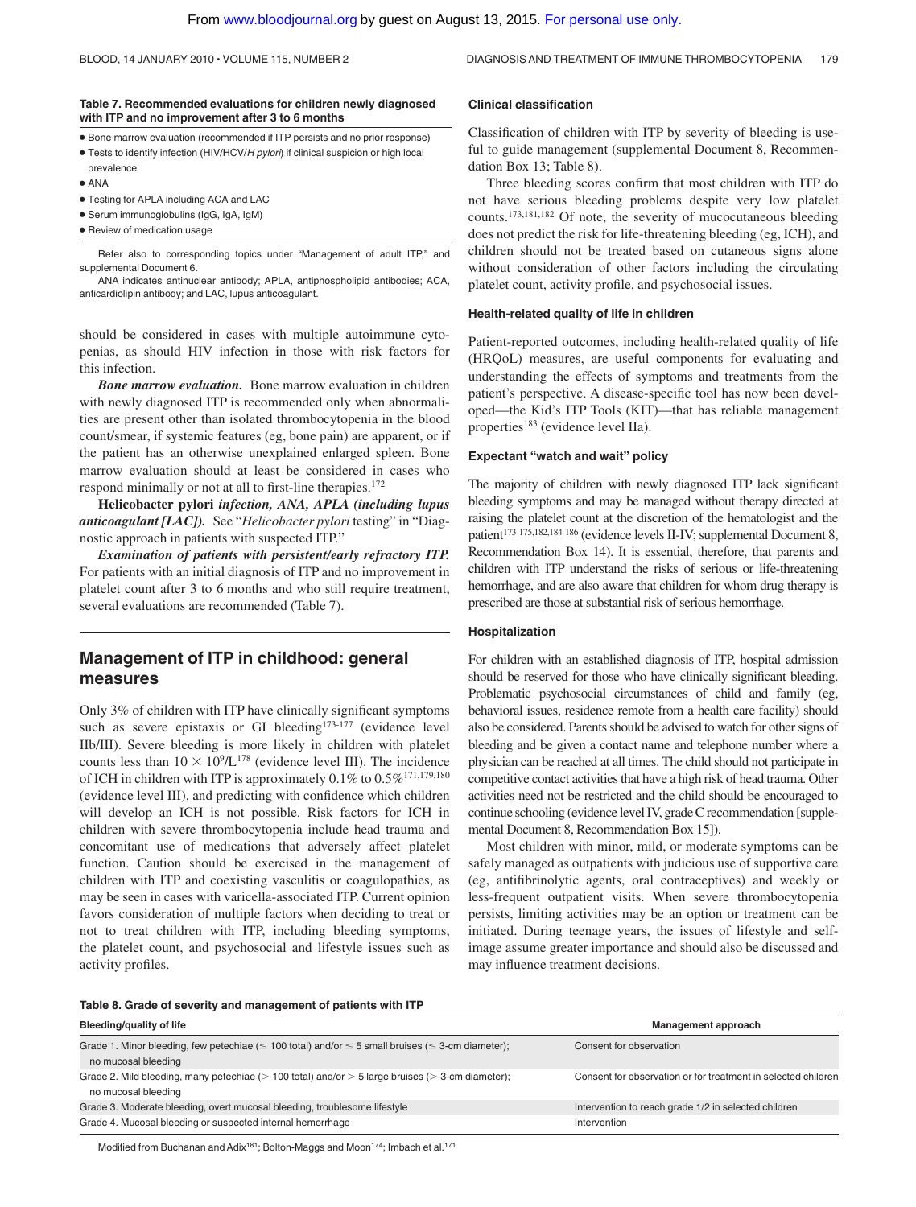**Table 7. Recommended evaluations for children newly diagnosed with ITP and no improvement after 3 to 6 months**

- Bone marrow evaluation (recommended if ITP persists and no prior response)
- Tests to identify infection (HIV/HCV/*H pylori*) if clinical suspicion or high local prevalence
- ANA
- Testing for APLA including ACA and LAC
- Serum immunoglobulins (IgG, IgA, IgM)
- Review of medication usage

Refer also to corresponding topics under "Management of adult ITP," and supplemental Document 6.

ANA indicates antinuclear antibody; APLA, antiphospholipid antibodies; ACA, anticardiolipin antibody; and LAC, lupus anticoagulant.

should be considered in cases with multiple autoimmune cytopenias, as should HIV infection in those with risk factors for this infection.

***Bone marrow evaluation.*** Bone marrow evaluation in children with newly diagnosed ITP is recommended only when abnormalities are present other than isolated thrombocytopenia in the blood count/smear, if systemic features (eg, bone pain) are apparent, or if the patient has an otherwise unexplained enlarged spleen. Bone marrow evaluation should at least be considered in cases who respond minimally or not at all to first-line therapies.[172]

**Helicobacter pylori** ***infection, ANA, APLA (including lupus anticoagulant [LAC]).*** See "*Helicobacter pylori* testing" in "Diagnostic approach in patients with suspected ITP."

***Examination of patients with persistent/early refractory ITP.*** For patients with an initial diagnosis of ITP and no improvement in platelet count after 3 to 6 months and who still require treatment, several evaluations are recommended (Table 7).

## Management of ITP in childhood: general measures

Only 3% of children with ITP have clinically significant symptoms such as severe epistaxis or GI bleeding[173-177] (evidence level IIb/III). Severe bleeding is more likely in children with platelet counts less than $10 \times 10^9$/L[178] (evidence level III). The incidence of ICH in children with ITP is approximately 0.1% to 0.5%[171,179,180] (evidence level III), and predicting with confidence which children will develop an ICH is not possible. Risk factors for ICH in children with severe thrombocytopenia include head trauma and concomitant use of medications that adversely affect platelet function. Caution should be exercised in the management of children with ITP and coexisting vasculitis or coagulopathies, as may be seen in cases with varicella-associated ITP. Current opinion favors consideration of multiple factors when deciding to treat or not to treat children with ITP, including bleeding symptoms, the platelet count, and psychosocial and lifestyle issues such as activity profiles.

### Clinical classification

Classification of children with ITP by severity of bleeding is useful to guide management (supplemental Document 8, Recommendation Box 13; Table 8).

Three bleeding scores confirm that most children with ITP do not have serious bleeding problems despite very low platelet counts.[173,181,182] Of note, the severity of mucocutaneous bleeding does not predict the risk for life-threatening bleeding (eg, ICH), and children should not be treated based on cutaneous signs alone without consideration of other factors including the circulating platelet count, activity profile, and psychosocial issues.

### Health-related quality of life in children

Patient-reported outcomes, including health-related quality of life (HRQoL) measures, are useful components for evaluating and understanding the effects of symptoms and treatments from the patient's perspective. A disease-specific tool has now been developed—the Kid's ITP Tools (KIT)—that has reliable management properties[183] (evidence level IIa).

### Expectant "watch and wait" policy

The majority of children with newly diagnosed ITP lack significant bleeding symptoms and may be managed without therapy directed at raising the platelet count at the discretion of the hematologist and the patient[173-175,182,184-186] (evidence levels II-IV; supplemental Document 8, Recommendation Box 14). It is essential, therefore, that parents and children with ITP understand the risks of serious or life-threatening hemorrhage, and are also aware that children for whom drug therapy is prescribed are those at substantial risk of serious hemorrhage.

### Hospitalization

For children with an established diagnosis of ITP, hospital admission should be reserved for those who have clinically significant bleeding. Problematic psychosocial circumstances of child and family (eg, behavioral issues, residence remote from a health care facility) should also be considered. Parents should be advised to watch for other signs of bleeding and be given a contact name and telephone number where a physician can be reached at all times. The child should not participate in competitive contact activities that have a high risk of head trauma. Other activities need not be restricted and the child should be encouraged to continue schooling (evidence level IV, grade C recommendation [supplemental Document 8, Recommendation Box 15]).

Most children with minor, mild, or moderate symptoms can be safely managed as outpatients with judicious use of supportive care (eg, antifibrinolytic agents, oral contraceptives) and weekly or less-frequent outpatient visits. When severe thrombocytopenia persists, limiting activities may be an option or treatment can be initiated. During teenage years, the issues of lifestyle and self-image assume greater importance and should also be discussed and may influence treatment decisions.

**Table 8. Grade of severity and management of patients with ITP**

| Bleeding/quality of life | Management approach |
|---|---|
| Grade 1. Minor bleeding, few petechiae (≤ 100 total) and/or ≤ 5 small bruises (≤ 3-cm diameter); no mucosal bleeding | Consent for observation |
| Grade 2. Mild bleeding, many petechiae (> 100 total) and/or > 5 large bruises (> 3-cm diameter); no mucosal bleeding | Consent for observation or for treatment in selected children |
| Grade 3. Moderate bleeding, overt mucosal bleeding, troublesome lifestyle | Intervention to reach grade 1/2 in selected children |
| Grade 4. Mucosal bleeding or suspected internal hemorrhage | Intervention |

Modified from Buchanan and Adix[181]; Bolton-Maggs and Moon[174]; Imbach et al.[171]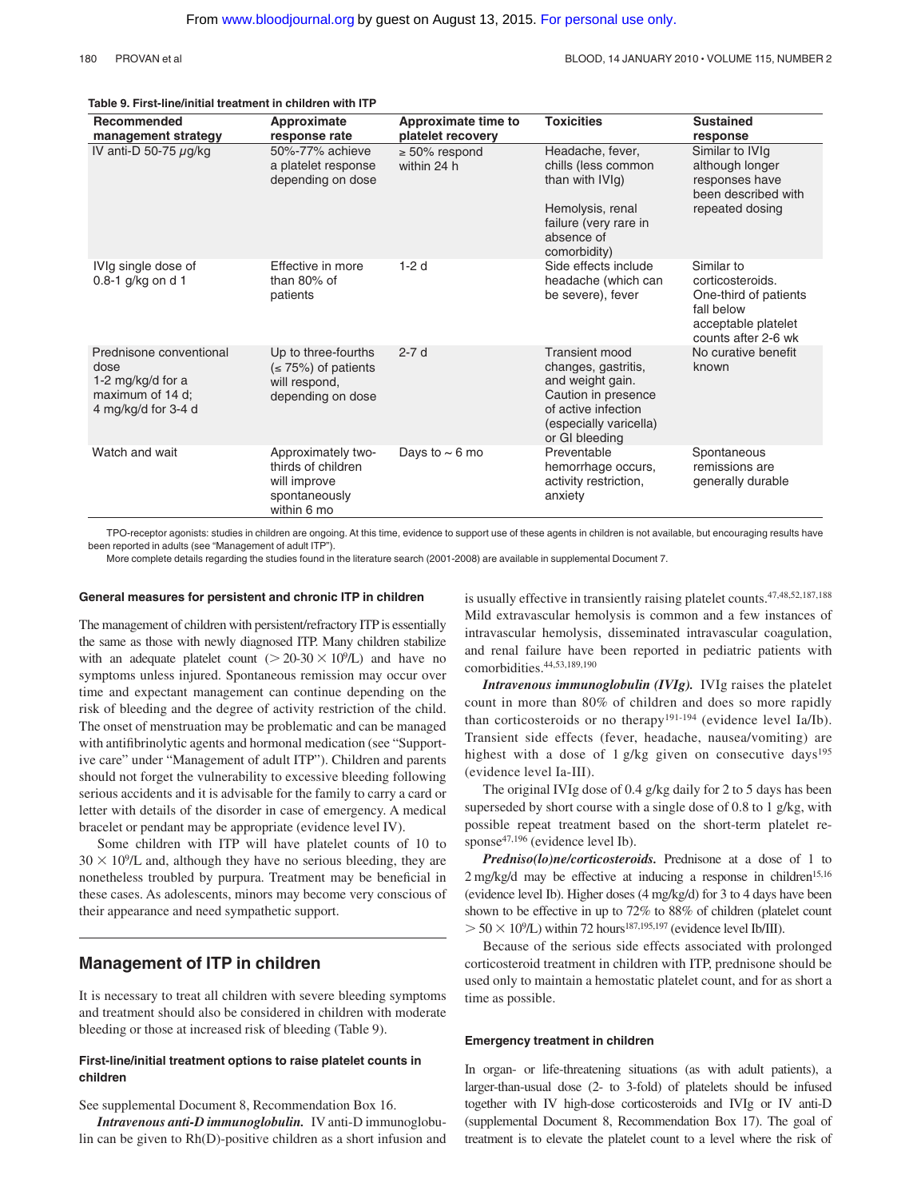**Table 9. First-line/initial treatment in children with ITP**

| Recommended management strategy | Approximate response rate | Approximate time to platelet recovery | Toxicities | Sustained response |
|---|---|---|---|---|
| IV anti-D 50-75 μg/kg | 50%-77% achieve a platelet response depending on dose | ≥ 50% respond within 24 h | Headache, fever, chills (less common than with IVIg)<br><br>Hemolysis, renal failure (very rare in absence of comorbidity) | Similar to IVIg although longer responses have been described with repeated dosing |
| IVIg single dose of 0.8-1 g/kg on d 1 | Effective in more than 80% of patients | 1-2 d | Side effects include headache (which can be severe), fever | Similar to corticosteroids. One-third of patients fall below acceptable platelet counts after 2-6 wk |
| Prednisone conventional dose 1-2 mg/kg/d for a maximum of 14 d; 4 mg/kg/d for 3-4 d | Up to three-fourths (≤ 75%) of patients will respond, depending on dose | 2-7 d | Transient mood changes, gastritis, and weight gain. Caution in presence of active infection (especially varicella) or GI bleeding | No curative benefit known |
| Watch and wait | Approximately two-thirds of children will improve spontaneously within 6 mo | Days to ~ 6 mo | Preventable hemorrhage occurs, activity restriction, anxiety | Spontaneous remissions are generally durable |

TPO-receptor agonists: studies in children are ongoing. At this time, evidence to support use of these agents in children is not available, but encouraging results have been reported in adults (see "Management of adult ITP").

More complete details regarding the studies found in the literature search (2001-2008) are available in supplemental Document 7.

### General measures for persistent and chronic ITP in children

The management of children with persistent/refractory ITP is essentially the same as those with newly diagnosed ITP. Many children stabilize with an adequate platelet count ($> 20\text{-}30 \times 10^9$/L) and have no symptoms unless injured. Spontaneous remission may occur over time and expectant management can continue depending on the risk of bleeding and the degree of activity restriction of the child. The onset of menstruation may be problematic and can be managed with antifibrinolytic agents and hormonal medication (see "Supportive care" under "Management of adult ITP"). Children and parents should not forget the vulnerability to excessive bleeding following serious accidents and it is advisable for the family to carry a card or letter with details of the disorder in case of emergency. A medical bracelet or pendant may be appropriate (evidence level IV).

Some children with ITP will have platelet counts of 10 to $30 \times 10^9$/L and, although they have no serious bleeding, they are nonetheless troubled by purpura. Treatment may be beneficial in these cases. As adolescents, minors may become very conscious of their appearance and need sympathetic support.

## Management of ITP in children

It is necessary to treat all children with severe bleeding symptoms and treatment should also be considered in children with moderate bleeding or those at increased risk of bleeding (Table 9).

### First-line/initial treatment options to raise platelet counts in children

See supplemental Document 8, Recommendation Box 16.

***Intravenous anti-D immunoglobulin.*** IV anti-D immunoglobulin can be given to Rh(D)-positive children as a short infusion and is usually effective in transiently raising platelet counts.[47,48,52,187,188] Mild extravascular hemolysis is common and a few instances of intravascular hemolysis, disseminated intravascular coagulation, and renal failure have been reported in pediatric patients with comorbidities.[44,53,189,190]

***Intravenous immunoglobulin (IVIg).*** IVIg raises the platelet count in more than 80% of children and does so more rapidly than corticosteroids or no therapy[191-194] (evidence level Ia/Ib). Transient side effects (fever, headache, nausea/vomiting) are highest with a dose of 1 g/kg given on consecutive days[195] (evidence level Ia-III).

The original IVIg dose of 0.4 g/kg daily for 2 to 5 days has been superseded by short course with a single dose of 0.8 to 1 g/kg, with possible repeat treatment based on the short-term platelet response[47,196] (evidence level Ib).

***Predniso(lo)ne/corticosteroids.*** Prednisone at a dose of 1 to 2 mg/kg/d may be effective at inducing a response in children[15,16] (evidence level Ib). Higher doses (4 mg/kg/d) for 3 to 4 days have been shown to be effective in up to 72% to 88% of children (platelet count $> 50 \times 10^9$/L) within 72 hours[187,195,197] (evidence level Ib/III).

Because of the serious side effects associated with prolonged corticosteroid treatment in children with ITP, prednisone should be used only to maintain a hemostatic platelet count, and for as short a time as possible.

### Emergency treatment in children

In organ- or life-threatening situations (as with adult patients), a larger-than-usual dose (2- to 3-fold) of platelets should be infused together with IV high-dose corticosteroids and IVIg or IV anti-D (supplemental Document 8, Recommendation Box 17). The goal of treatment is to elevate the platelet count to a level where the risk of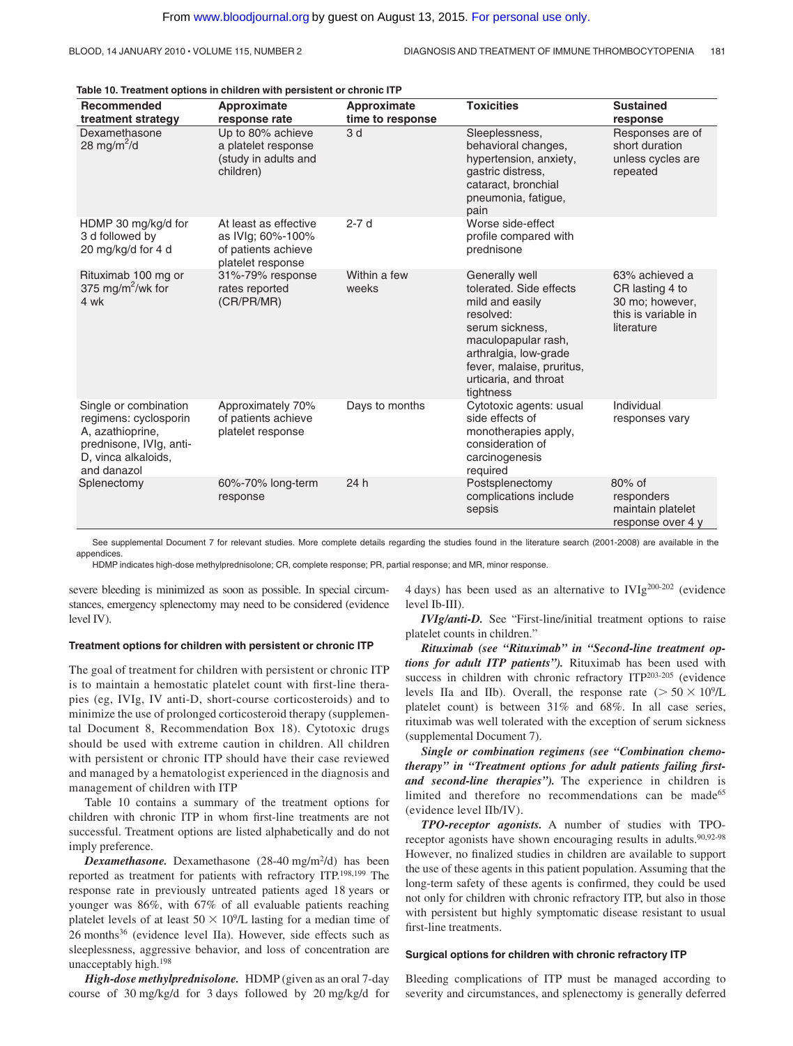**Table 10. Treatment options in children with persistent or chronic ITP**

| Recommended treatment strategy | Approximate response rate | Approximate time to response | Toxicities | Sustained response |
|---|---|---|---|---|
| Dexamethasone 28 mg/m$^2$/d | Up to 80% achieve a platelet response (study in adults and children) | 3 d | Sleeplessness, behavioral changes, hypertension, anxiety, gastric distress, cataract, bronchial pneumonia, fatigue, pain | Responses are of short duration unless cycles are repeated |
| HDMP 30 mg/kg/d for 3 d followed by 20 mg/kg/d for 4 d | At least as effective as IVIg; 60%-100% of patients achieve platelet response | 2-7 d | Worse side-effect profile compared with prednisone | |
| Rituximab 100 mg or 375 mg/m$^2$/wk for 4 wk | 31%-79% response rates reported (CR/PR/MR) | Within a few weeks | Generally well tolerated. Side effects mild and easily resolved: serum sickness, maculopapular rash, arthralgia, low-grade fever, malaise, pruritus, urticaria, and throat tightness | 63% achieved a CR lasting 4 to 30 mo; however, this is variable in literature |
| Single or combination regimens: cyclosporin A, azathioprine, prednisone, IVIg, anti-D, vinca alkaloids, and danazol | Approximately 70% of patients achieve platelet response | Days to months | Cytotoxic agents: usual side effects of monotherapies apply, consideration of carcinogenesis required | Individual responses vary |
| Splenectomy | 60%-70% long-term response | 24 h | Postsplenectomy complications include sepsis | 80% of responders maintain platelet response over 4 y |

See supplemental Document 7 for relevant studies. More complete details regarding the studies found in the literature search (2001-2008) are available in the appendices.

HDMP indicates high-dose methylprednisolone; CR, complete response; PR, partial response; and MR, minor response.

severe bleeding is minimized as soon as possible. In special circumstances, emergency splenectomy may need to be considered (evidence level IV).

#### Treatment options for children with persistent or chronic ITP

The goal of treatment for children with persistent or chronic ITP is to maintain a hemostatic platelet count with first-line therapies (eg, IVIg, IV anti-D, short-course corticosteroids) and to minimize the use of prolonged corticosteroid therapy (supplemental Document 8, Recommendation Box 18). Cytotoxic drugs should be used with extreme caution in children. All children with persistent or chronic ITP should have their case reviewed and managed by a hematologist experienced in the diagnosis and management of children with ITP

Table 10 contains a summary of the treatment options for children with chronic ITP in whom first-line treatments are not successful. Treatment options are listed alphabetically and do not imply preference.

***Dexamethasone.*** Dexamethasone (28-40 mg/m$^2$/d) has been reported as treatment for patients with refractory ITP.[198,199] The response rate in previously untreated patients aged 18 years or younger was 86%, with 67% of all evaluable patients reaching platelet levels of at least $50 \times 10^9$/L lasting for a median time of 26 months[36] (evidence level IIa). However, side effects such as sleeplessness, aggressive behavior, and loss of concentration are unacceptably high.[198]

***High-dose methylprednisolone.*** HDMP (given as an oral 7-day course of 30 mg/kg/d for 3 days followed by 20 mg/kg/d for 4 days) has been used as an alternative to IVIg[200-202] (evidence level Ib-III).

***IVIg/anti-D.*** See "First-line/initial treatment options to raise platelet counts in children."

***Rituximab (see "Rituximab" in "Second-line treatment options for adult ITP patients").*** Rituximab has been used with success in children with chronic refractory ITP[203-205] (evidence levels IIa and IIb). Overall, the response rate ($> 50 \times 10^9$/L platelet count) is between 31% and 68%. In all case series, rituximab was well tolerated with the exception of serum sickness (supplemental Document 7).

***Single or combination regimens (see "Combination chemotherapy" in "Treatment options for adult patients failing first- and second-line therapies").*** The experience in children is limited and therefore no recommendations can be made[65] (evidence level IIb/IV).

***TPO-receptor agonists.*** A number of studies with TPO-receptor agonists have shown encouraging results in adults.[90,92-98] However, no finalized studies in children are available to support the use of these agents in this patient population. Assuming that the long-term safety of these agents is confirmed, they could be used not only for children with chronic refractory ITP, but also in those with persistent but highly symptomatic disease resistant to usual first-line treatments.

#### Surgical options for children with chronic refractory ITP

Bleeding complications of ITP must be managed according to severity and circumstances, and splenectomy is generally deferred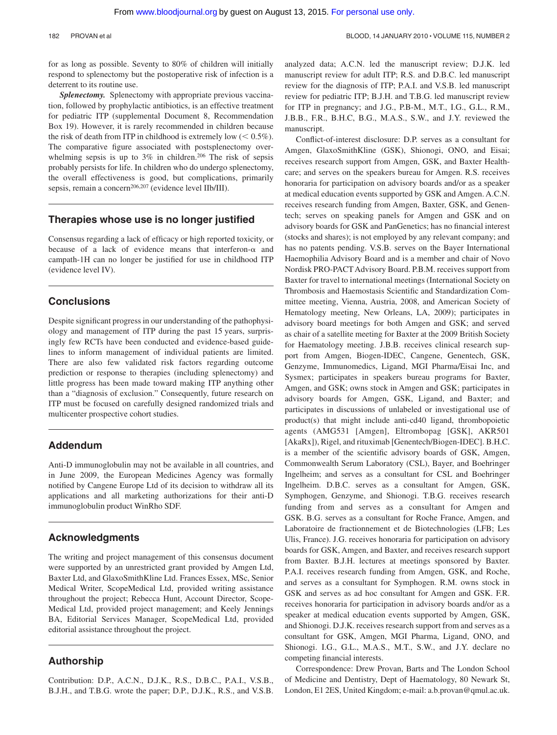for as long as possible. Seventy to 80% of children will initially respond to splenectomy but the postoperative risk of infection is a deterrent to its routine use.

***Splenectomy.*** Splenectomy with appropriate previous vaccination, followed by prophylactic antibiotics, is an effective treatment for pediatric ITP (supplemental Document 8, Recommendation Box 19). However, it is rarely recommended in children because the risk of death from ITP in childhood is extremely low (< 0.5%). The comparative figure associated with postsplenectomy overwhelming sepsis is up to 3% in children.[206] The risk of sepsis probably persists for life. In children who do undergo splenectomy, the overall effectiveness is good, but complications, primarily sepsis, remain a concern[206,207] (evidence level IIb/III).

## Therapies whose use is no longer justified

Consensus regarding a lack of efficacy or high reported toxicity, or because of a lack of evidence means that interferon-α and campath-1H can no longer be justified for use in childhood ITP (evidence level IV).

## Conclusions

Despite significant progress in our understanding of the pathophysiology and management of ITP during the past 15 years, surprisingly few RCTs have been conducted and evidence-based guidelines to inform management of individual patients are limited. There are also few validated risk factors regarding outcome prediction or response to therapies (including splenectomy) and little progress has been made toward making ITP anything other than a "diagnosis of exclusion." Consequently, future research on ITP must be focused on carefully designed randomized trials and multicenter prospective cohort studies.

## Addendum

Anti-D immunoglobulin may not be available in all countries, and in June 2009, the European Medicines Agency was formally notified by Cangene Europe Ltd of its decision to withdraw all its applications and all marketing authorizations for their anti-D immunoglobulin product WinRho SDF.

## Acknowledgments

The writing and project management of this consensus document were supported by an unrestricted grant provided by Amgen Ltd, Baxter Ltd, and GlaxoSmithKline Ltd. Frances Essex, MSc, Senior Medical Writer, ScopeMedical Ltd, provided writing assistance throughout the project; Rebecca Hunt, Account Director, ScopeMedical Ltd, provided project management; and Keely Jennings BA, Editorial Services Manager, ScopeMedical Ltd, provided editorial assistance throughout the project.

## Authorship

Contribution: D.P., A.C.N., D.J.K., R.S., D.B.C., P.A.I., V.S.B., B.J.H., and T.B.G. wrote the paper; D.P., D.J.K., R.S., and V.S.B. analyzed data; A.C.N. led the manuscript review; D.J.K. led manuscript review for adult ITP; R.S. and D.B.C. led manuscript review for the diagnosis of ITP; P.A.I. and V.S.B. led manuscript review for pediatric ITP; B.J.H. and T.B.G. led manuscript review for ITP in pregnancy; and J.G., P.B-M., M.T., I.G., G.L., R.M., J.B.B., F.R., B.H.C, B.G., M.A.S., S.W., and J.Y. reviewed the manuscript.

Conflict-of-interest disclosure: D.P. serves as a consultant for Amgen, GlaxoSmithKline (GSK), Shionogi, ONO, and Eisai; receives research support from Amgen, GSK, and Baxter Healthcare; and serves on the speakers bureau for Amgen. R.S. receives honoraria for participation on advisory boards and/or as a speaker at medical education events supported by GSK and Amgen. A.C.N. receives research funding from Amgen, Baxter, GSK, and Genentech; serves on speaking panels for Amgen and GSK and on advisory boards for GSK and PanGenetics; has no financial interest (stocks and shares); is not employed by any relevant company; and has no patents pending. V.S.B. serves on the Bayer International Haemophilia Advisory Board and is a member and chair of Novo Nordisk PRO-PACT Advisory Board. P.B.M. receives support from Baxter for travel to international meetings (International Society on Thrombosis and Haemostasis Scientific and Standardization Committee meeting, Vienna, Austria, 2008, and American Society of Hematology meeting, New Orleans, LA, 2009); participates in advisory board meetings for both Amgen and GSK; and served as chair of a satellite meeting for Baxter at the 2009 British Society for Haematology meeting. J.B.B. receives clinical research support from Amgen, Biogen-IDEC, Cangene, Genentech, GSK, Genzyme, Immunomedics, Ligand, MGI Pharma/Eisai Inc, and Sysmex; participates in speakers bureau programs for Baxter, Amgen, and GSK; owns stock in Amgen and GSK; participates in advisory boards for Amgen, GSK, Ligand, and Baxter; and participates in discussions of unlabeled or investigational use of product(s) that might include anti-cd40 ligand, thrombopoietic agents (AMG531 [Amgen], Eltrombopag [GSK], AKR501 [AkaRx]), Rigel, and rituximab [Genentech/Biogen-IDEC]. B.H.C. is a member of the scientific advisory boards of GSK, Amgen, Commonwealth Serum Laboratory (CSL), Bayer, and Boehringer Ingelheim; and serves as a consultant for CSL and Boehringer Ingelheim. D.B.C. serves as a consultant for Amgen, GSK, Symphogen, Genzyme, and Shionogi. T.B.G. receives research funding from and serves as a consultant for Amgen and GSK. B.G. serves as a consultant for Roche France, Amgen, and Laboratoire de fractionnement et de Biotechnologies (LFB; Les Ulis, France). J.G. receives honoraria for participation on advisory boards for GSK, Amgen, and Baxter, and receives research support from Baxter. B.J.H. lectures at meetings sponsored by Baxter. P.A.I. receives research funding from Amgen, GSK, and Roche, and serves as a consultant for Symphogen. R.M. owns stock in GSK and serves as ad hoc consultant for Amgen and GSK. F.R. receives honoraria for participation in advisory boards and/or as a speaker at medical education events supported by Amgen, GSK, and Shionogi. D.J.K. receives research support from and serves as a consultant for GSK, Amgen, MGI Pharma, Ligand, ONO, and Shionogi. I.G., G.L., M.A.S., M.T., S.W., and J.Y. declare no competing financial interests.

Correspondence: Drew Provan, Barts and The London School of Medicine and Dentistry, Dept of Haematology, 80 Newark St, London, E1 2ES, United Kingdom; e-mail: a.b.provan@qmul.ac.uk.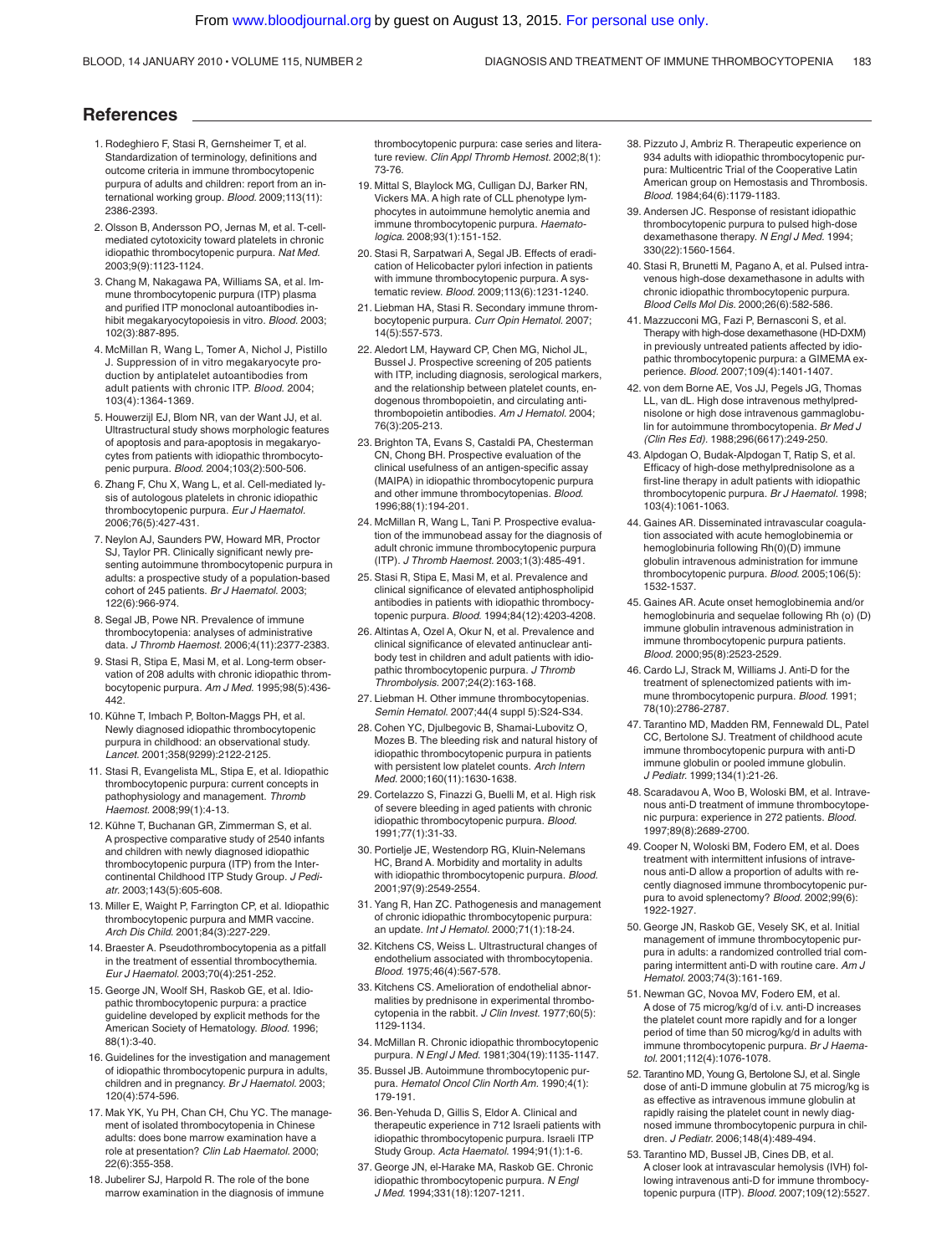## References

1. Rodeghiero F, Stasi R, Gernsheimer T, et al. Standardization of terminology, definitions and outcome criteria in immune thrombocytopenic purpura of adults and children: report from an international working group. *Blood.* 2009;113(11):2386-2393.
2. Olsson B, Andersson PO, Jernas M, et al. T-cell-mediated cytotoxicity toward platelets in chronic idiopathic thrombocytopenic purpura. *Nat Med.* 2003;9(9):1123-1124.
3. Chang M, Nakagawa PA, Williams SA, et al. Immune thrombocytopenic purpura (ITP) plasma and purified ITP monoclonal autoantibodies inhibit megakaryocytopoiesis in vitro. *Blood.* 2003;102(3):887-895.
4. McMillan R, Wang L, Tomer A, Nichol J, Pistillo J. Suppression of in vitro megakaryocyte production by antiplatelet autoantibodies from adult patients with chronic ITP. *Blood.* 2004;103(4):1364-1369.
5. Houwerzijl EJ, Blom NR, van der Want JJ, et al. Ultrastructural study shows morphologic features of apoptosis and para-apoptosis in megakaryocytes from patients with idiopathic thrombocytopenic purpura. *Blood.* 2004;103(2):500-506.
6. Zhang F, Chu X, Wang L, et al. Cell-mediated lysis of autologous platelets in chronic idiopathic thrombocytopenic purpura. *Eur J Haematol.* 2006;76(5):427-431.
7. Neylon AJ, Saunders PW, Howard MR, Proctor SJ, Taylor PR. Clinically significant newly presenting autoimmune thrombocytopenic purpura in adults: a prospective study of a population-based cohort of 245 patients. *Br J Haematol.* 2003;122(6):966-974.
8. Segal JB, Powe NR. Prevalence of immune thrombocytopenia: analyses of administrative data. *J Thromb Haemost.* 2006;4(11):2377-2383.
9. Stasi R, Stipa E, Masi M, et al. Long-term observation of 208 adults with chronic idiopathic thrombocytopenic purpura. *Am J Med.* 1995;98(5):436-442.
10. Kühne T, Imbach P, Bolton-Maggs PH, et al. Newly diagnosed idiopathic thrombocytopenic purpura in childhood: an observational study. *Lancet.* 2001;358(9299):2122-2125.
11. Stasi R, Evangelista ML, Stipa E, et al. Idiopathic thrombocytopenic purpura: current concepts in pathophysiology and management. *Thromb Haemost.* 2008;99(1):4-13.
12. Kühne T, Buchanan GR, Zimmerman S, et al. A prospective comparative study of 2540 infants and children with newly diagnosed idiopathic thrombocytopenic purpura (ITP) from the Intercontinental Childhood ITP Study Group. *J Pediatr.* 2003;143(5):605-608.
13. Miller E, Waight P, Farrington CP, et al. Idiopathic thrombocytopenic purpura and MMR vaccine. *Arch Dis Child.* 2001;84(3):227-229.
14. Braester A. Pseudothrombocytopenia as a pitfall in the treatment of essential thrombocythemia. *Eur J Haematol.* 2003;70(4):251-252.
15. George JN, Woolf SH, Raskob GE, et al. Idiopathic thrombocytopenic purpura: a practice guideline developed by explicit methods for the American Society of Hematology. *Blood.* 1996;88(1):3-40.
16. Guidelines for the investigation and management of idiopathic thrombocytopenic purpura in adults, children and in pregnancy. *Br J Haematol.* 2003;120(4):574-596.
17. Mak YK, Yu PH, Chan CH, Chu YC. The management of isolated thrombocytopenia in Chinese adults: does bone marrow examination have a role at presentation? *Clin Lab Haematol.* 2000;22(6):355-358.
18. Jubelirer SJ, Harpold R. The role of the bone marrow examination in the diagnosis of immune thrombocytopenic purpura: case series and literature review. *Clin Appl Thromb Hemost.* 2002;8(1):73-76.
19. Mittal S, Blaylock MG, Culligan DJ, Barker RN, Vickers MA. A high rate of CLL phenotype lymphocytes in autoimmune hemolytic anemia and immune thrombocytopenic purpura. *Haematologica.* 2008;93(1):151-152.
20. Stasi R, Sarpatwari A, Segal JB. Effects of eradication of Helicobacter pylori infection in patients with immune thrombocytopenic purpura. A systematic review. *Blood.* 2009;113(6):1231-1240.
21. Liebman HA, Stasi R. Secondary immune thrombocytopenic purpura. *Curr Opin Hematol.* 2007;14(5):557-573.
22. Aledort LM, Hayward CP, Chen MG, Nichol JL, Bussel J. Prospective screening of 205 patients with ITP, including diagnosis, serological markers, and the relationship between platelet counts, endogenous thrombopoietin, and circulating antithrombopoietin antibodies. *Am J Hematol.* 2004;76(3):205-213.
23. Brighton TA, Evans S, Castaldi PA, Chesterman CN, Chong BH. Prospective evaluation of the clinical usefulness of an antigen-specific assay (MAIPA) in idiopathic thrombocytopenic purpura and other immune thrombocytopenias. *Blood.* 1996;88(1):194-201.
24. McMillan R, Wang L, Tani P. Prospective evaluation of the immunobead assay for the diagnosis of adult chronic immune thrombocytopenic purpura (ITP). *J Thromb Haemost.* 2003;1(3):485-491.
25. Stasi R, Stipa E, Masi M, et al. Prevalence and clinical significance of elevated antiphospholipid antibodies in patients with idiopathic thrombocytopenic purpura. *Blood.* 1994;84(12):4203-4208.
26. Altintas A, Ozel A, Okur N, et al. Prevalence and clinical significance of elevated antinuclear antibody test in children and adult patients with idiopathic thrombocytopenic purpura. *J Thromb Thrombolysis.* 2007;24(2):163-168.
27. Liebman H. Other immune thrombocytopenias. *Semin Hematol.* 2007;44(4 suppl 5):S24-S34.
28. Cohen YC, Djulbegovic B, Shamai-Lubovitz O, Mozes B. The bleeding risk and natural history of idiopathic thrombocytopenic purpura in patients with persistent low platelet counts. *Arch Intern Med.* 2000;160(11):1630-1638.
29. Cortelazzo S, Finazzi G, Buelli M, et al. High risk of severe bleeding in aged patients with chronic idiopathic thrombocytopenic purpura. *Blood.* 1991;77(1):31-33.
30. Portielje JE, Westendorp RG, Kluin-Nelemans HC, Brand A. Morbidity and mortality in adults with idiopathic thrombocytopenic purpura. *Blood.* 2001;97(9):2549-2554.
31. Yang R, Han ZC. Pathogenesis and management of chronic idiopathic thrombocytopenic purpura: an update. *Int J Hematol.* 2000;71(1):18-24.
32. Kitchens CS, Weiss L. Ultrastructural changes of endothelium associated with thrombocytopenia. *Blood.* 1975;46(4):567-578.
33. Kitchens CS. Amelioration of endothelial abnormalities by prednisone in experimental thrombocytopenia in the rabbit. *J Clin Invest.* 1977;60(5):1129-1134.
34. McMillan R. Chronic idiopathic thrombocytopenic purpura. *N Engl J Med.* 1981;304(19):1135-1147.
35. Bussel JB. Autoimmune thrombocytopenic purpura. *Hematol Oncol Clin North Am.* 1990;4(1):179-191.
36. Ben-Yehuda D, Gillis S, Eldor A. Clinical and therapeutic experience in 712 Israeli patients with idiopathic thrombocytopenic purpura. Israeli ITP Study Group. *Acta Haematol.* 1994;91(1):1-6.
37. George JN, el-Harake MA, Raskob GE. Chronic idiopathic thrombocytopenic purpura. *N Engl J Med.* 1994;331(18):1207-1211.
38. Pizzuto J, Ambriz R. Therapeutic experience on 934 adults with idiopathic thrombocytopenic purpura: Multicentric Trial of the Cooperative Latin American group on Hemostasis and Thrombosis. *Blood.* 1984;64(6):1179-1183.
39. Andersen JC. Response of resistant idiopathic thrombocytopenic purpura to pulsed high-dose dexamethasone therapy. *N Engl J Med.* 1994;330(22):1560-1564.
40. Stasi R, Brunetti M, Pagano A, et al. Pulsed intravenous high-dose dexamethasone in adults with chronic idiopathic thrombocytopenic purpura. *Blood Cells Mol Dis.* 2000;26(6):582-586.
41. Mazzucconi MG, Fazi P, Bernasconi S, et al. Therapy with high-dose dexamethasone (HD-DXM) in previously untreated patients affected by idiopathic thrombocytopenic purpura: a GIMEMA experience. *Blood.* 2007;109(4):1401-1407.
42. von dem Borne AE, Vos JJ, Pegels JG, Thomas LL, van dL. High dose intravenous methylprednisolone or high dose intravenous gammaglobulin for autoimmune thrombocytopenia. *Br Med J (Clin Res Ed).* 1988;296(6617):249-250.
43. Alpdogan O, Budak-Alpdogan T, Ratip S, et al. Efficacy of high-dose methylprednisolone as a first-line therapy in adult patients with idiopathic thrombocytopenic purpura. *Br J Haematol.* 1998;103(4):1061-1063.
44. Gaines AR. Disseminated intravascular coagulation associated with acute hemoglobinemia or hemoglobinuria following Rh(0)(D) immune globulin intravenous administration for immune thrombocytopenic purpura. *Blood.* 2005;106(5):1532-1537.
45. Gaines AR. Acute onset hemoglobinemia and/or hemoglobinuria and sequelae following Rh (o) (D) immune globulin intravenous administration in immune thrombocytopenic purpura patients. *Blood.* 2000;95(8):2523-2529.
46. Cardo LJ, Strack M, Williams J. Anti-D for the treatment of splenectomized patients with immune thrombocytopenic purpura. *Blood.* 1991;78(10):2786-2787.
47. Tarantino MD, Madden RM, Fennewald DL, Patel CC, Bertolone SJ. Treatment of childhood acute immune thrombocytopenic purpura with anti-D immune globulin or pooled immune globulin. *J Pediatr.* 1999;134(1):21-26.
48. Scaradavou A, Woo B, Woloski BM, et al. Intravenous anti-D treatment of immune thrombocytopenic purpura: experience in 272 patients. *Blood.* 1997;89(8):2689-2700.
49. Cooper N, Woloski BM, Fodero EM, et al. Does treatment with intermittent infusions of intravenous anti-D allow a proportion of adults with recently diagnosed immune thrombocytopenic purpura to avoid splenectomy? *Blood.* 2002;99(6):1922-1927.
50. George JN, Raskob GE, Vesely SK, et al. Initial management of immune thrombocytopenic purpura in adults: a randomized controlled trial comparing intermittent anti-D with routine care. *Am J Hematol.* 2003;74(3):161-169.
51. Newman GC, Novoa MV, Fodero EM, et al. A dose of 75 microg/kg/d of i.v. anti-D increases the platelet count more rapidly and for a longer period of time than 50 microg/kg/d in adults with immune thrombocytopenic purpura. *Br J Haematol.* 2001;112(4):1076-1078.
52. Tarantino MD, Young G, Bertolone SJ, et al. Single dose of anti-D immune globulin at 75 microg/kg is as effective as intravenous immune globulin at rapidly raising the platelet count in newly diagnosed immune thrombocytopenic purpura in children. *J Pediatr.* 2006;148(4):489-494.
53. Tarantino MD, Bussel JB, Cines DB, et al. A closer look at intravascular hemolysis (IVH) following intravenous anti-D for immune thrombocytopenic purpura (ITP). *Blood.* 2007;109(12):5527.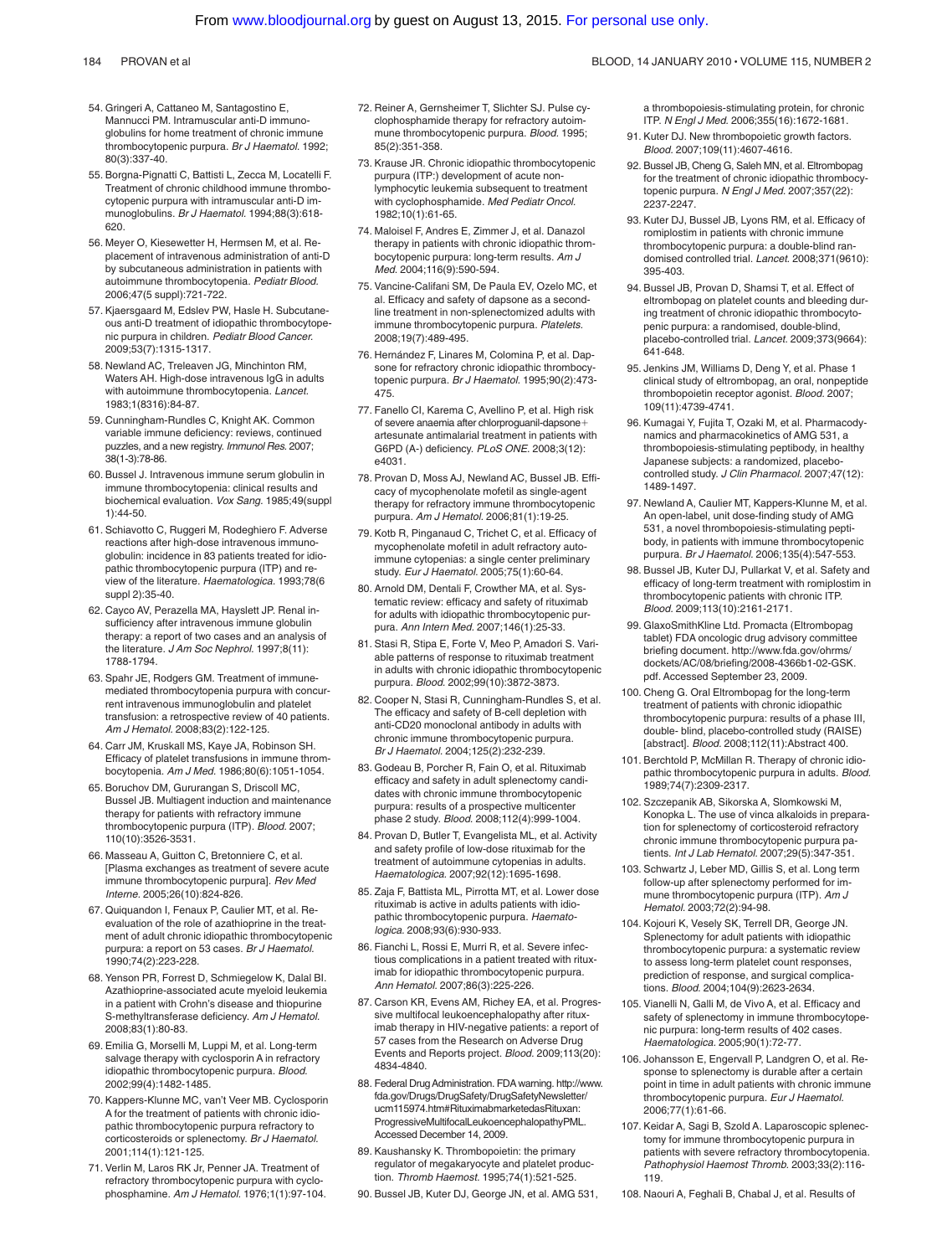54. Gringeri A, Cattaneo M, Santagostino E, Mannucci PM. Intramuscular anti-D immunoglobulins for home treatment of chronic immune thrombocytopenic purpura. *Br J Haematol.* 1992; 80(3):337-40.
55. Borgna-Pignatti C, Battisti L, Zecca M, Locatelli F. Treatment of chronic childhood immune thrombocytopenic purpura with intramuscular anti-D immunoglobulins. *Br J Haematol.* 1994;88(3):618-620.
56. Meyer O, Kiesewetter H, Hermsen M, et al. Replacement of intravenous administration of anti-D by subcutaneous administration in patients with autoimmune thrombocytopenia. *Pediatr Blood.* 2006;47(5 suppl):721-722.
57. Kjaersgaard M, Edslev PW, Hasle H. Subcutaneous anti-D treatment of idiopathic thrombocytopenic purpura in children. *Pediatr Blood Cancer.* 2009;53(7):1315-1317.
58. Newland AC, Treleaven JG, Minchinton RM, Waters AH. High-dose intravenous IgG in adults with autoimmune thrombocytopenia. *Lancet.* 1983;1(8316):84-87.
59. Cunningham-Rundles C, Knight AK. Common variable immune deficiency: reviews, continued puzzles, and a new registry. *Immunol Res.* 2007; 38(1-3):78-86.
60. Bussel J. Intravenous immune serum globulin in immune thrombocytopenia: clinical results and biochemical evaluation. *Vox Sang.* 1985;49(suppl 1):44-50.
61. Schiavotto C, Ruggeri M, Rodeghiero F. Adverse reactions after high-dose intravenous immunoglobulin: incidence in 83 patients treated for idiopathic thrombocytopenic purpura (ITP) and review of the literature. *Haematologica.* 1993;78(6 suppl 2):35-40.
62. Cayco AV, Perazella MA, Hayslett JP. Renal insufficiency after intravenous immune globulin therapy: a report of two cases and an analysis of the literature. *J Am Soc Nephrol.* 1997;8(11): 1788-1794.
63. Spahr JE, Rodgers GM. Treatment of immune-mediated thrombocytopenia purpura with concurrent intravenous immunoglobulin and platelet transfusion: a retrospective review of 40 patients. *Am J Hematol.* 2008;83(2):122-125.
64. Carr JM, Kruskall MS, Kaye JA, Robinson SH. Efficacy of platelet transfusions in immune thrombocytopenia. *Am J Med.* 1986;80(6):1051-1054.
65. Boruchov DM, Gururangan S, Driscoll MC, Bussel JB. Multiagent induction and maintenance therapy for patients with refractory immune thrombocytopenic purpura (ITP). *Blood.* 2007; 110(10):3526-3531.
66. Masseau A, Guitton C, Bretonniere C, et al. [Plasma exchanges as treatment of severe acute immune thrombocytopenic purpura]. *Rev Med Interne.* 2005;26(10):824-826.
67. Quiquandon I, Fenaux P, Caulier MT, et al. Re-evaluation of the role of azathioprine in the treatment of adult chronic idiopathic thrombocytopenic purpura: a report on 53 cases. *Br J Haematol.* 1990;74(2):223-228.
68. Yenson PR, Forrest D, Schmiegelow K, Dalal BI. Azathioprine-associated acute myeloid leukemia in a patient with Crohn's disease and thiopurine S-methyltransferase deficiency. *Am J Hematol.* 2008;83(1):80-83.
69. Emilia G, Morselli M, Luppi M, et al. Long-term salvage therapy with cyclosporin A in refractory idiopathic thrombocytopenic purpura. *Blood.* 2002;99(4):1482-1485.
70. Kappers-Klunne MC, van't Veer MB. Cyclosporin A for the treatment of patients with chronic idiopathic thrombocytopenic purpura refractory to corticosteroids or splenectomy. *Br J Haematol.* 2001;114(1):121-125.
71. Verlin M, Laros RK Jr, Penner JA. Treatment of refractory thrombocytopenic purpura with cyclophosphamine. *Am J Hematol.* 1976;1(1):97-104.
72. Reiner A, Gernsheimer T, Slichter SJ. Pulse cyclophosphamide therapy for refractory autoimmune thrombocytopenic purpura. *Blood.* 1995; 85(2):351-358.
73. Krause JR. Chronic idiopathic thrombocytopenic purpura (ITP:) development of acute non-lymphocytic leukemia subsequent to treatment with cyclophosphamide. *Med Pediatr Oncol.* 1982;10(1):61-65.
74. Maloisel F, Andres E, Zimmer J, et al. Danazol therapy in patients with chronic idiopathic thrombocytopenic purpura: long-term results. *Am J Med.* 2004;116(9):590-594.
75. Vancine-Califani SM, De Paula EV, Ozelo MC, et al. Efficacy and safety of dapsone as a second-line treatment in non-splenectomized adults with immune thrombocytopenic purpura. *Platelets.* 2008;19(7):489-495.
76. Hernández F, Linares M, Colomina P, et al. Dapsone for refractory chronic idiopathic thrombocytopenic purpura. *Br J Haematol.* 1995;90(2):473-475.
77. Fanello CI, Karema C, Avellino P, et al. High risk of severe anaemia after chlorproguanil-dapsone+artesunate antimalarial treatment in patients with G6PD (A-) deficiency. *PLoS ONE.* 2008;3(12): e4031.
78. Provan D, Moss AJ, Newland AC, Bussel JB. Efficacy of mycophenolate mofetil as single-agent therapy for refractory immune thrombocytopenic purpura. *Am J Hematol.* 2006;81(1):19-25.
79. Kotb R, Pinganaud C, Trichet C, et al. Efficacy of mycophenolate mofetil in adult refractory autoimmune cytopenias: a single center preliminary study. *Eur J Haematol.* 2005;75(1):60-64.
80. Arnold DM, Dentali F, Crowther MA, et al. Systematic review: efficacy and safety of rituximab for adults with idiopathic thrombocytopenic purpura. *Ann Intern Med.* 2007;146(1):25-33.
81. Stasi R, Stipa E, Forte V, Meo P, Amadori S. Variable patterns of response to rituximab treatment in adults with chronic idiopathic thrombocytopenic purpura. *Blood.* 2002;99(10):3872-3873.
82. Cooper N, Stasi R, Cunningham-Rundles S, et al. The efficacy and safety of B-cell depletion with anti-CD20 monoclonal antibody in adults with chronic immune thrombocytopenic purpura. *Br J Haematol.* 2004;125(2):232-239.
83. Godeau B, Porcher R, Fain O, et al. Rituximab efficacy and safety in adult splenectomy candidates with chronic immune thrombocytopenic purpura: results of a prospective multicenter phase 2 study. *Blood.* 2008;112(4):999-1004.
84. Provan D, Butler T, Evangelista ML, et al. Activity and safety profile of low-dose rituximab for the treatment of autoimmune cytopenias in adults. *Haematologica.* 2007;92(12):1695-1698.
85. Zaja F, Battista ML, Pirrotta MT, et al. Lower dose rituximab is active in adults patients with idiopathic thrombocytopenic purpura. *Haematologica.* 2008;93(6):930-933.
86. Fianchi L, Rossi E, Murri R, et al. Severe infectious complications in a patient treated with rituximab for idiopathic thrombocytopenic purpura. *Ann Hematol.* 2007;86(3):225-226.
87. Carson KR, Evens AM, Richey EA, et al. Progressive multifocal leukoencephalopathy after rituximab therapy in HIV-negative patients: a report of 57 cases from the Research on Adverse Drug Events and Reports project. *Blood.* 2009;113(20): 4834-4840.
88. Federal Drug Administration. FDA warning. http://www.fda.gov/Drugs/DrugSafety/DrugSafetyNewsletter/ucm115974.htm#RituximabmarketedasRituxan:ProgressiveMultifocalLeukoencephalopathyPML. Accessed December 14, 2009.
89. Kaushansky K. Thrombopoietin: the primary regulator of megakaryocyte and platelet production. *Thromb Haemost.* 1995;74(1):521-525.
90. Bussel JB, Kuter DJ, George JN, et al. AMG 531, a thrombopoiesis-stimulating protein, for chronic ITP. *N Engl J Med.* 2006;355(16):1672-1681.
91. Kuter DJ. New thrombopoietic growth factors. *Blood.* 2007;109(11):4607-4616.
92. Bussel JB, Cheng G, Saleh MN, et al. Eltrombopag for the treatment of chronic idiopathic thrombocytopenic purpura. *N Engl J Med.* 2007;357(22): 2237-2247.
93. Kuter DJ, Bussel JB, Lyons RM, et al. Efficacy of romiplostim in patients with chronic immune thrombocytopenic purpura: a double-blind randomised controlled trial. *Lancet.* 2008;371(9610): 395-403.
94. Bussel JB, Provan D, Shamsi T, et al. Effect of eltrombopag on platelet counts and bleeding during treatment of chronic idiopathic thrombocytopenic purpura: a randomised, double-blind, placebo-controlled trial. *Lancet.* 2009;373(9664): 641-648.
95. Jenkins JM, Williams D, Deng Y, et al. Phase 1 clinical study of eltrombopag, an oral, nonpeptide thrombopoietin receptor agonist. *Blood.* 2007; 109(11):4739-4741.
96. Kumagai Y, Fujita T, Ozaki M, et al. Pharmacodynamics and pharmacokinetics of AMG 531, a thrombopoiesis-stimulating peptibody, in healthy Japanese subjects: a randomized, placebo-controlled study. *J Clin Pharmacol.* 2007;47(12): 1489-1497.
97. Newland A, Caulier MT, Kappers-Klunne M, et al. An open-label, unit dose-finding study of AMG 531, a novel thrombopoiesis-stimulating peptibody, in patients with immune thrombocytopenic purpura. *Br J Haematol.* 2006;135(4):547-553.
98. Bussel JB, Kuter DJ, Pullarkat V, et al. Safety and efficacy of long-term treatment with romiplostim in thrombocytopenic patients with chronic ITP. *Blood.* 2009;113(10):2161-2171.
99. GlaxoSmithKline Ltd. Promacta (Eltrombopag tablet) FDA oncologic drug advisory committee briefing document. http://www.fda.gov/ohrms/dockets/AC/08/briefing/2008-4366b1-02-GSK.pdf. Accessed September 23, 2009.
100. Cheng G. Oral Eltrombopag for the long-term treatment of patients with chronic idiopathic thrombocytopenic purpura: results of a phase III, double- blind, placebo-controlled study (RAISE) [abstract]. *Blood.* 2008;112(11):Abstract 400.
101. Berchtold P, McMillan R. Therapy of chronic idiopathic thrombocytopenic purpura in adults. *Blood.* 1989;74(7):2309-2317.
102. Szczepanik AB, Sikorska A, Slomkowski M, Konopka L. The use of vinca alkaloids in preparation for splenectomy of corticosteroid refractory chronic immune thrombocytopenic purpura patients. *Int J Lab Hematol.* 2007;29(5):347-351.
103. Schwartz J, Leber MD, Gillis S, et al. Long term follow-up after splenectomy performed for immune thrombocytopenic purpura (ITP). *Am J Hematol.* 2003;72(2):94-98.
104. Kojouri K, Vesely SK, Terrell DR, George JN. Splenectomy for adult patients with idiopathic thrombocytopenic purpura: a systematic review to assess long-term platelet count responses, prediction of response, and surgical complications. *Blood.* 2004;104(9):2623-2634.
105. Vianelli N, Galli M, de Vivo A, et al. Efficacy and safety of splenectomy in immune thrombocytopenic purpura: long-term results of 402 cases. *Haematologica.* 2005;90(1):72-77.
106. Johansson E, Engervall P, Landgren O, et al. Response to splenectomy is durable after a certain point in time in adult patients with chronic immune thrombocytopenic purpura. *Eur J Haematol.* 2006;77(1):61-66.
107. Keidar A, Sagi B, Szold A. Laparoscopic splenectomy for immune thrombocytopenic purpura in patients with severe refractory thrombocytopenia. *Pathophysiol Haemost Thromb.* 2003;33(2):116-119.
108. Naouri A, Feghali B, Chabal J, et al. Results of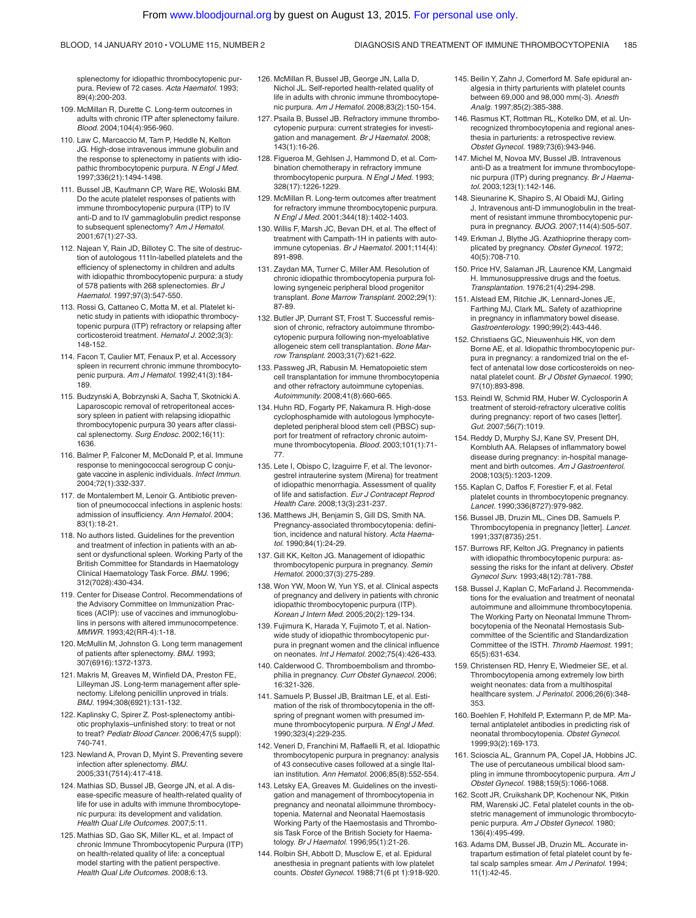splenectomy for idiopathic thrombocytopenic purpura. Review of 72 cases. *Acta Haematol.* 1993; 89(4):200-203.

109. McMillan R, Durette C. Long-term outcomes in adults with chronic ITP after splenectomy failure. *Blood.* 2004;104(4):956-960.
110. Law C, Marcaccio M, Tam P, Heddle N, Kelton JG. High-dose intravenous immune globulin and the response to splenectomy in patients with idiopathic thrombocytopenic purpura. *N Engl J Med.* 1997;336(21):1494-1498.
111. Bussel JB, Kaufmann CP, Ware RE, Woloski BM. Do the acute platelet responses of patients with immune thrombocytopenic purpura (ITP) to IV anti-D and to IV gammaglobulin predict response to subsequent splenectomy? *Am J Hematol.* 2001;67(1):27-33.
112. Najean Y, Rain JD, Billotey C. The site of destruction of autologous 111In-labelled platelets and the efficiency of splenectomy in children and adults with idiopathic thrombocytopenic purpura: a study of 578 patients with 268 splenectomies. *Br J Haematol.* 1997;97(3):547-550.
113. Rossi G, Cattaneo C, Motta M, et al. Platelet kinetic study in patients with idiopathic thrombocytopenic purpura (ITP) refractory or relapsing after corticosteroid treatment. *Hematol J.* 2002;3(3): 148-152.
114. Facon T, Caulier MT, Fenaux P, et al. Accessory spleen in recurrent chronic immune thrombocytopenic purpura. *Am J Hematol.* 1992;41(3):184-189.
115. Budzynski A, Bobrzynski A, Sacha T, Skotnicki A. Laparoscopic removal of retroperitoneal accessory spleen in patient with relapsing idiopathic thrombocytopenic purpura 30 years after classical splenectomy. *Surg Endosc.* 2002;16(11): 1636.
116. Balmer P, Falconer M, McDonald P, et al. Immune response to meningococcal serogroup C conjugate vaccine in asplenic individuals. *Infect Immun.* 2004;72(1):332-337.
117. de Montalembert M, Lenoir G. Antibiotic prevention of pneumococcal infections in asplenic hosts: admission of insufficiency. *Ann Hematol.* 2004; 83(1):18-21.
118. No authors listed. Guidelines for the prevention and treatment of infection in patients with an absent or dysfunctional spleen. Working Party of the British Committee for Standards in Haematology Clinical Haematology Task Force. *BMJ.* 1996; 312(7028):430-434.
119. Center for Disease Control. Recommendations of the Advisory Committee on Immunization Practices (ACIP): use of vaccines and immunoglobulins in persons with altered immunocompetence. *MMWR.* 1993;42(RR-4):1-18.
120. McMullin M, Johnston G. Long term management of patients after splenectomy. *BMJ.* 1993; 307(6916):1372-1373.
121. Makris M, Greaves M, Winfield DA, Preston FE, Lilleyman JS. Long-term management after splenectomy. Lifelong penicillin unproved in trials. *BMJ.* 1994;308(6921):131-132.
122. Kaplinsky C, Spirer Z. Post-splenectomy antibiotic prophylaxis–unfinished story: to treat or not to treat? *Pediatr Blood Cancer.* 2006;47(5 suppl): 740-741.
123. Newland A, Provan D, Myint S. Preventing severe infection after splenectomy. *BMJ.* 2005;331(7514):417-418.
124. Mathias SD, Bussel JB, George JN, et al. A disease-specific measure of health-related quality of life for use in adults with immune thrombocytopenic purpura: its development and validation. *Health Qual Life Outcomes.* 2007;5:11.
125. Mathias SD, Gao SK, Miller KL, et al. Impact of chronic Immune Thrombocytopenic Purpura (ITP) on health-related quality of life: a conceptual model starting with the patient perspective. *Health Qual Life Outcomes.* 2008;6:13.
126. McMillan R, Bussel JB, George JN, Lalla D, Nichol JL. Self-reported health-related quality of life in adults with chronic immune thrombocytopenic purpura. *Am J Hematol.* 2008;83(2):150-154.
127. Psaila B, Bussel JB. Refractory immune thrombocytopenic purpura: current strategies for investigation and management. *Br J Haematol.* 2008; 143(1):16-26.
128. Figueroa M, Gehlsen J, Hammond D, et al. Combination chemotherapy in refractory immune thrombocytopenic purpura. *N Engl J Med.* 1993; 328(17):1226-1229.
129. McMillan R. Long-term outcomes after treatment for refractory immune thrombocytopenic purpura. *N Engl J Med.* 2001;344(18):1402-1403.
130. Willis F, Marsh JC, Bevan DH, et al. The effect of treatment with Campath-1H in patients with autoimmune cytopenias. *Br J Haematol.* 2001;114(4): 891-898.
131. Zaydan MA, Turner C, Miller AM. Resolution of chronic idiopathic thrombocytopenia purpura following syngeneic peripheral blood progenitor transplant. *Bone Marrow Transplant.* 2002;29(1): 87-89.
132. Butler JP, Durrant ST, Frost T. Successful remission of chronic, refractory autoimmune thrombocytopenic purpura following non-myeloablative allogeneic stem cell transplantation. *Bone Marrow Transplant.* 2003;31(7):621-622.
133. Passweg JR, Rabusin M. Hematopoietic stem cell transplantation for immune thrombocytopenia and other refractory autoimmune cytopenias. *Autoimmunity.* 2008;41(8):660-665.
134. Huhn RD, Fogarty PF, Nakamura R. High-dose cyclophosphamide with autologous lymphocyte-depleted peripheral blood stem cell (PBSC) support for treatment of refractory chronic autoimmune thrombocytopenia. *Blood.* 2003;101(1):71-77.
135. Lete I, Obispo C, Izaguirre F, et al. The levonorgestrel intrauterine system (Mirena) for treatment of idiopathic menorrhagia. Assessment of quality of life and satisfaction. *Eur J Contracept Reprod Health Care.* 2008;13(3):231-237.
136. Matthews JH, Benjamin S, Gill DS, Smith NA. Pregnancy-associated thrombocytopenia: definition, incidence and natural history. *Acta Haematol.* 1990;84(1):24-29.
137. Gill KK, Kelton JG. Management of idiopathic thrombocytopenic purpura in pregnancy. *Semin Hematol.* 2000;37(3):275-289.
138. Won YW, Moon W, Yun YS, et al. Clinical aspects of pregnancy and delivery in patients with chronic idiopathic thrombocytopenic purpura (ITP). *Korean J Intern Med.* 2005;20(2):129-134.
139. Fujimura K, Harada Y, Fujimoto T, et al. Nationwide study of idiopathic thrombocytopenic purpura in pregnant women and the clinical influence on neonates. *Int J Hematol.* 2002;75(4):426-433.
140. Calderwood C. Thromboembolism and thrombophilia in pregnancy. *Curr Obstet Gynaecol.* 2006; 16:321-326.
141. Samuels P, Bussel JB, Braitman LE, et al. Estimation of the risk of thrombocytopenia in the offspring of pregnant women with presumed immune thrombocytopenic purpura. *N Engl J Med.* 1990;323(4):229-235.
142. Veneri D, Franchini M, Raffaelli R, et al. Idiopathic thrombocytopenic purpura in pregnancy: analysis of 43 consecutive cases followed at a single Italian institution. *Ann Hematol.* 2006;85(8):552-554.
143. Letsky EA, Greaves M. Guidelines on the investigation and management of thrombocytopenia in pregnancy and neonatal alloimmune thrombocytopenia. Maternal and Neonatal Haemostasis Working Party of the Haemostasis and Thrombosis Task Force of the British Society for Haematology. *Br J Haematol.* 1996;95(1):21-26.
144. Rolbin SH, Abbott D, Musclow E, et al. Epidural anesthesia in pregnant patients with low platelet counts. *Obstet Gynecol.* 1988;71(6 pt 1):918-920.
145. Beilin Y, Zahn J, Comerford M. Safe epidural analgesia in thirty parturients with platelet counts between 69,000 and 98,000 mm(-3). *Anesth Analg.* 1997;85(2):385-388.
146. Rasmus KT, Rottman RL, Kotelko DM, et al. Unrecognized thrombocytopenia and regional anesthesia in parturients: a retrospective review. *Obstet Gynecol.* 1989;73(6):943-946.
147. Michel M, Novoa MV, Bussel JB. Intravenous anti-D as a treatment for immune thrombocytopenic purpura (ITP) during pregnancy. *Br J Haematol.* 2003;123(1):142-146.
148. Sieunarine K, Shapiro S, Al Obaidi MJ, Girling J. Intravenous anti-D immunoglobulin in the treatment of resistant immune thrombocytopenic purpura in pregnancy. *BJOG.* 2007;114(4):505-507.
149. Erkman J, Blythe JG. Azathioprine therapy complicated by pregnancy. *Obstet Gynecol.* 1972; 40(5):708-710.
150. Price HV, Salaman JR, Laurence KM, Langmaid H. Immunosuppressive drugs and the foetus. *Transplantation.* 1976;21(4):294-298.
151. Alstead EM, Ritchie JK, Lennard-Jones JE, Farthing MJ, Clark ML. Safety of azathioprine in pregnancy in inflammatory bowel disease. *Gastroenterology.* 1990;99(2):443-446.
152. Christiaens GC, Nieuwenhuis HK, von dem Borne AE, et al. Idiopathic thrombocytopenic purpura in pregnancy: a randomized trial on the effect of antenatal low dose corticosteroids on neonatal platelet count. *Br J Obstet Gynaecol.* 1990; 97(10):893-898.
153. Reindl W, Schmid RM, Huber W. Cyclosporin A treatment of steroid-refractory ulcerative colitis during pregnancy: report of two cases [letter]. *Gut.* 2007;56(7):1019.
154. Reddy D, Murphy SJ, Kane SV, Present DH, Kornbluth AA. Relapses of inflammatory bowel disease during pregnancy: in-hospital management and birth outcomes. *Am J Gastroenterol.* 2008;103(5):1203-1209.
155. Kaplan C, Daffos F, Forestier F, et al. Fetal platelet counts in thrombocytopenic pregnancy. *Lancet.* 1990;336(8727):979-982.
156. Bussel JB, Druzin ML, Cines DB, Samuels P. Thrombocytopenia in pregnancy [letter]. *Lancet.* 1991;337(8735):251.
157. Burrows RF, Kelton JG. Pregnancy in patients with idiopathic thrombocytopenic purpura: assessing the risks for the infant at delivery. *Obstet Gynecol Surv.* 1993;48(12):781-788.
158. Bussel J, Kaplan C, McFarland J. Recommendations for the evaluation and treatment of neonatal autoimmune and alloimmune thrombocytopenia. The Working Party on Neonatal Immune Thrombocytopenia of the Neonatal Hemostasis Subcommittee of the Scientific and Standardization Committee of the ISTH. *Thromb Haemost.* 1991; 65(5):631-634.
159. Christensen RD, Henry E, Wiedmeier SE, et al. Thrombocytopenia among extremely low birth weight neonates: data from a multihospital healthcare system. *J Perinatol.* 2006;26(6):348-353.
160. Boehlen F, Hohlfeld P, Extermann P, de MP. Maternal antiplatelet antibodies in predicting risk of neonatal thrombocytopenia. *Obstet Gynecol.* 1999;93(2):169-173.
161. Scioscia AL, Grannum PA, Copel JA, Hobbins JC. The use of percutaneous umbilical blood sampling in immune thrombocytopenic purpura. *Am J Obstet Gynecol.* 1988;159(5):1066-1068.
162. Scott JR, Cruikshank DP, Kochenour NK, Pitkin RM, Warenski JC. Fetal platelet counts in the obstetric management of immunologic thrombocytopenic purpura. *Am J Obstet Gynecol.* 1980; 136(4):495-499.
163. Adams DM, Bussel JB, Druzin ML. Accurate intrapartum estimation of fetal platelet count by fetal scalp samples smear. *Am J Perinatol.* 1994; 11(1):42-45.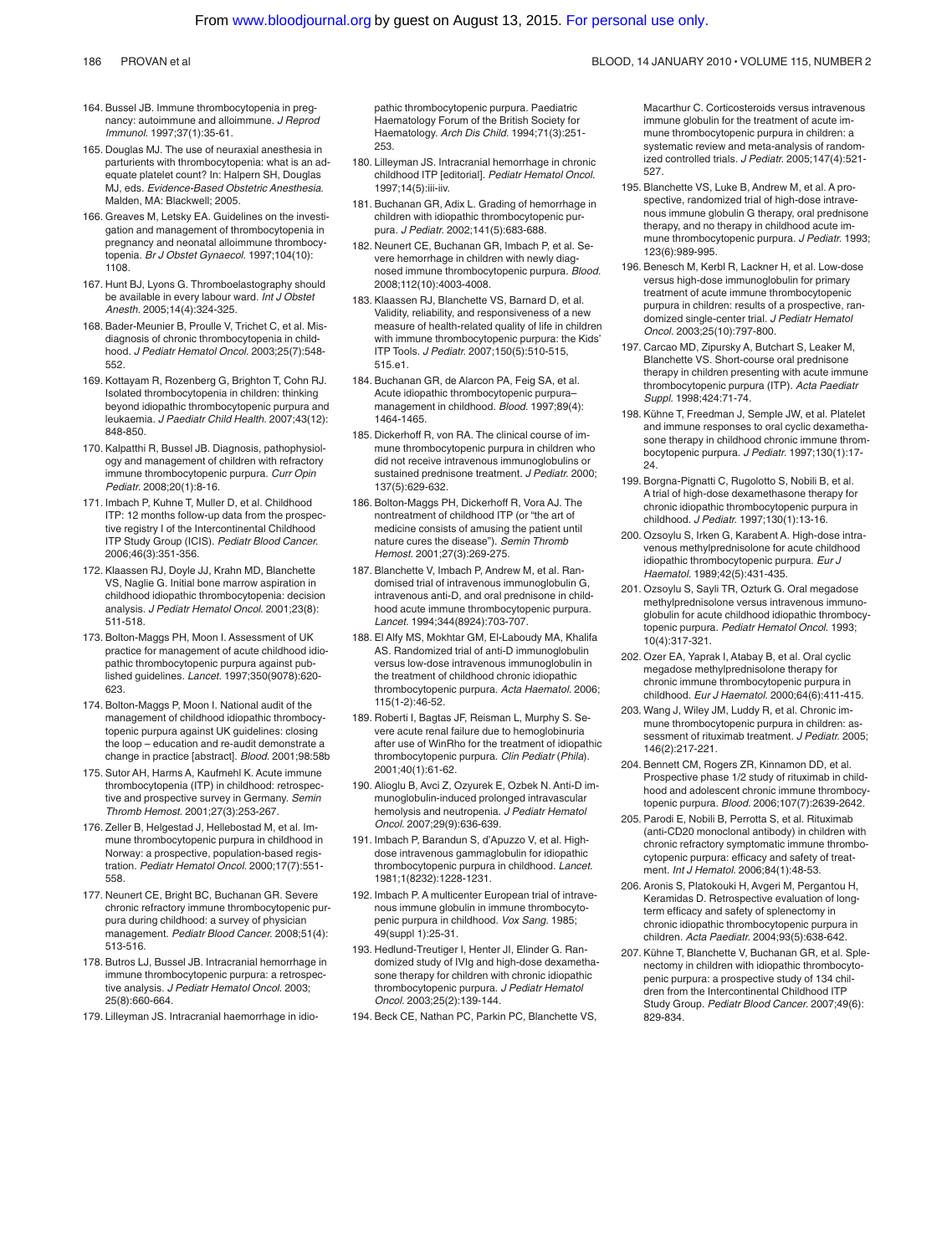164. Bussel JB. Immune thrombocytopenia in pregnancy: autoimmune and alloimmune. *J Reprod Immunol.* 1997;37(1):35-61.

165. Douglas MJ. The use of neuraxial anesthesia in parturients with thrombocytopenia: what is an adequate platelet count? In: Halpern SH, Douglas MJ, eds. *Evidence-Based Obstetric Anesthesia.* Malden, MA: Blackwell; 2005.

166. Greaves M, Letsky EA. Guidelines on the investigation and management of thrombocytopenia in pregnancy and neonatal alloimmune thrombocytopenia. *Br J Obstet Gynaecol.* 1997;104(10):1108.

167. Hunt BJ, Lyons G. Thromboelastography should be available in every labour ward. *Int J Obstet Anesth.* 2005;14(4):324-325.

168. Bader-Meunier B, Proulle V, Trichet C, et al. Misdiagnosis of chronic thrombocytopenia in childhood. *J Pediatr Hematol Oncol.* 2003;25(7):548-552.

169. Kottayam R, Rozenberg G, Brighton T, Cohn RJ. Isolated thrombocytopenia in children: thinking beyond idiopathic thrombocytopenic purpura and leukaemia. *J Paediatr Child Health.* 2007;43(12):848-850.

170. Kalpatthi R, Bussel JB. Diagnosis, pathophysiology and management of children with refractory immune thrombocytopenic purpura. *Curr Opin Pediatr.* 2008;20(1):8-16.

171. Imbach P, Kuhne T, Muller D, et al. Childhood ITP: 12 months follow-up data from the prospective registry I of the Intercontinental Childhood ITP Study Group (ICIS). *Pediatr Blood Cancer.* 2006;46(3):351-356.

172. Klaassen RJ, Doyle JJ, Krahn MD, Blanchette VS, Naglie G. Initial bone marrow aspiration in childhood idiopathic thrombocytopenia: decision analysis. *J Pediatr Hematol Oncol.* 2001;23(8):511-518.

173. Bolton-Maggs PH, Moon I. Assessment of UK practice for management of acute childhood idiopathic thrombocytopenic purpura against published guidelines. *Lancet.* 1997;350(9078):620-623.

174. Bolton-Maggs PH, Moon I. National audit of the management of childhood idiopathic thrombocytopenic purpura against UK guidelines: closing the loop – education and re-audit demonstrate a change in practice [abstract]. *Blood.* 2001;98:58b

175. Sutor AH, Harms A, Kaufmehl K. Acute immune thrombocytopenia (ITP) in childhood: retrospective and prospective survey in Germany. *Semin Thromb Hemost.* 2001;27(3):253-267.

176. Zeller B, Helgestad J, Hellebostad M, et al. Immune thrombocytopenic purpura in childhood in Norway: a prospective, population-based registration. *Pediatr Hematol Oncol.* 2000;17(7):551-558.

177. Neunert CE, Bright BC, Buchanan GR. Severe chronic refractory immune thrombocytopenic purpura during childhood: a survey of physician management. *Pediatr Blood Cancer.* 2008;51(4):513-516.

178. Butros LJ, Bussel JB. Intracranial hemorrhage in immune thrombocytopenic purpura: a retrospective analysis. *J Pediatr Hematol Oncol.* 2003;25(8):660-664.

179. Lilleyman JS. Intracranial haemorrhage in idiopathic thrombocytopenic purpura. Paediatric Haematology Forum of the British Society for Haematology. *Arch Dis Child.* 1994;71(3):251-253.

180. Lilleyman JS. Intracranial hemorrhage in chronic childhood ITP [editorial]. *Pediatr Hematol Oncol.* 1997;14(5):iii-iiv.

181. Buchanan GR, Adix L. Grading of hemorrhage in children with idiopathic thrombocytopenic purpura. *J Pediatr.* 2002;141(5):683-688.

182. Neunert CE, Buchanan GR, Imbach P, et al. Severe hemorrhage in children with newly diagnosed immune thrombocytopenic purpura. *Blood.* 2008;112(10):4003-4008.

183. Klaassen RJ, Blanchette VS, Barnard D, et al. Validity, reliability, and responsiveness of a new measure of health-related quality of life in children with immune thrombocytopenic purpura: the Kids' ITP Tools. *J Pediatr.* 2007;150(5):510-515, 515.e1.

184. Buchanan GR, de Alarcon PA, Feig SA, et al. Acute idiopathic thrombocytopenic purpura–management in childhood. *Blood.* 1997;89(4):1464-1465.

185. Dickerhoff R, von RA. The clinical course of immune thrombocytopenic purpura in children who did not receive intravenous immunoglobulins or sustained prednisone treatment. *J Pediatr.* 2000;137(5):629-632.

186. Bolton-Maggs PH, Dickerhoff R, Vora AJ. The nontreatment of childhood ITP (or "the art of medicine consists of amusing the patient until nature cures the disease"). *Semin Thromb Hemost.* 2001;27(3):269-275.

187. Blanchette V, Imbach P, Andrew M, et al. Randomised trial of intravenous immunoglobulin G, intravenous anti-D, and oral prednisone in childhood acute immune thrombocytopenic purpura. *Lancet.* 1994;344(8924):703-707.

188. El Alfy MS, Mokhtar GM, El-Laboudy MA, Khalifa AS. Randomized trial of anti-D immunoglobulin versus low-dose intravenous immunoglobulin in the treatment of childhood chronic idiopathic thrombocytopenic purpura. *Acta Haematol.* 2006;115(1-2):46-52.

189. Roberti I, Bagtas JF, Reisman L, Murphy S. Severe acute renal failure due to hemoglobinuria after use of WinRho for the treatment of idiopathic thrombocytopenic purpura. *Clin Pediatr (Phila).* 2001;40(1):61-62.

190. Alioglu B, Avci Z, Ozyurek E, Ozbek N. Anti-D immunoglobulin-induced prolonged intravascular hemolysis and neutropenia. *J Pediatr Hematol Oncol.* 2007;29(9):636-639.

191. Imbach P, Barandun S, d'Apuzzo V, et al. High-dose intravenous gammaglobulin for idiopathic thrombocytopenic purpura in childhood. *Lancet.* 1981;1(8232):1228-1231.

192. Imbach P. A multicenter European trial of intravenous immune globulin in immune thrombocytopenic purpura in childhood. *Vox Sang.* 1985;49(suppl 1):25-31.

193. Hedlund-Treutiger I, Henter JI, Elinder G. Randomized study of IVIg and high-dose dexamethasone therapy for children with chronic idiopathic thrombocytopenic purpura. *J Pediatr Hematol Oncol.* 2003;25(2):139-144.

194. Beck CE, Nathan PC, Parkin PC, Blanchette VS, Macarthur C. Corticosteroids versus intravenous immune globulin for the treatment of acute immune thrombocytopenic purpura in children: a systematic review and meta-analysis of randomized controlled trials. *J Pediatr.* 2005;147(4):521-527.

195. Blanchette VS, Luke B, Andrew M, et al. A prospective, randomized trial of high-dose intravenous immune globulin G therapy, oral prednisone therapy, and no therapy in childhood acute immune thrombocytopenic purpura. *J Pediatr.* 1993;123(6):989-995.

196. Benesch M, Kerbl R, Lackner H, et al. Low-dose versus high-dose immunoglobulin for primary treatment of acute immune thrombocytopenic purpura in children: results of a prospective, randomized single-center trial. *J Pediatr Hematol Oncol.* 2003;25(10):797-800.

197. Carcao MD, Zipursky A, Butchart S, Leaker M, Blanchette VS. Short-course oral prednisone therapy in children presenting with acute immune thrombocytopenic purpura (ITP). *Acta Paediatr Suppl.* 1998;424:71-74.

198. Kühne T, Freedman J, Semple JW, et al. Platelet and immune responses to oral cyclic dexamethasone therapy in childhood chronic immune thrombocytopenic purpura. *J Pediatr.* 1997;130(1):17-24.

199. Borgna-Pignatti C, Rugolotto S, Nobili B, et al. A trial of high-dose dexamethasone therapy for chronic idiopathic thrombocytopenic purpura in childhood. *J Pediatr.* 1997;130(1):13-16.

200. Ozsoylu S, Irken G, Karabent A. High-dose intravenous methylprednisolone for acute childhood idiopathic thrombocytopenic purpura. *Eur J Haematol.* 1989;42(5):431-435.

201. Ozsoylu S, Sayli TR, Ozturk G. Oral megadose methylprednisolone versus intravenous immunoglobulin for acute childhood idiopathic thrombocytopenic purpura. *Pediatr Hematol Oncol.* 1993;10(4):317-321.

202. Ozer EA, Yaprak I, Atabay B, et al. Oral cyclic megadose methylprednisolone therapy for chronic immune thrombocytopenic purpura in childhood. *Eur J Haematol.* 2000;64(6):411-415.

203. Wang J, Wiley JM, Luddy R, et al. Chronic immune thrombocytopenic purpura in children: assessment of rituximab treatment. *J Pediatr.* 2005;146(2):217-221.

204. Bennett CM, Rogers ZR, Kinnamon DD, et al. Prospective phase 1/2 study of rituximab in childhood and adolescent chronic immune thrombocytopenic purpura. *Blood.* 2006;107(7):2639-2642.

205. Parodi E, Nobili B, Perrotta S, et al. Rituximab (anti-CD20 monoclonal antibody) in children with chronic refractory symptomatic immune thrombocytopenic purpura: efficacy and safety of treatment. *Int J Hematol.* 2006;84(1):48-53.

206. Aronis S, Platokouki H, Avgeri M, Pergantou H, Keramidas D. Retrospective evaluation of long-term efficacy and safety of splenectomy in chronic idiopathic thrombocytopenic purpura in children. *Acta Paediatr.* 2004;93(5):638-642.

207. Kühne T, Blanchette V, Buchanan GR, et al. Splenectomy in children with idiopathic thrombocytopenic purpura: a prospective study of 134 children from the Intercontinental Childhood ITP Study Group. *Pediatr Blood Cancer.* 2007;49(6):829-834.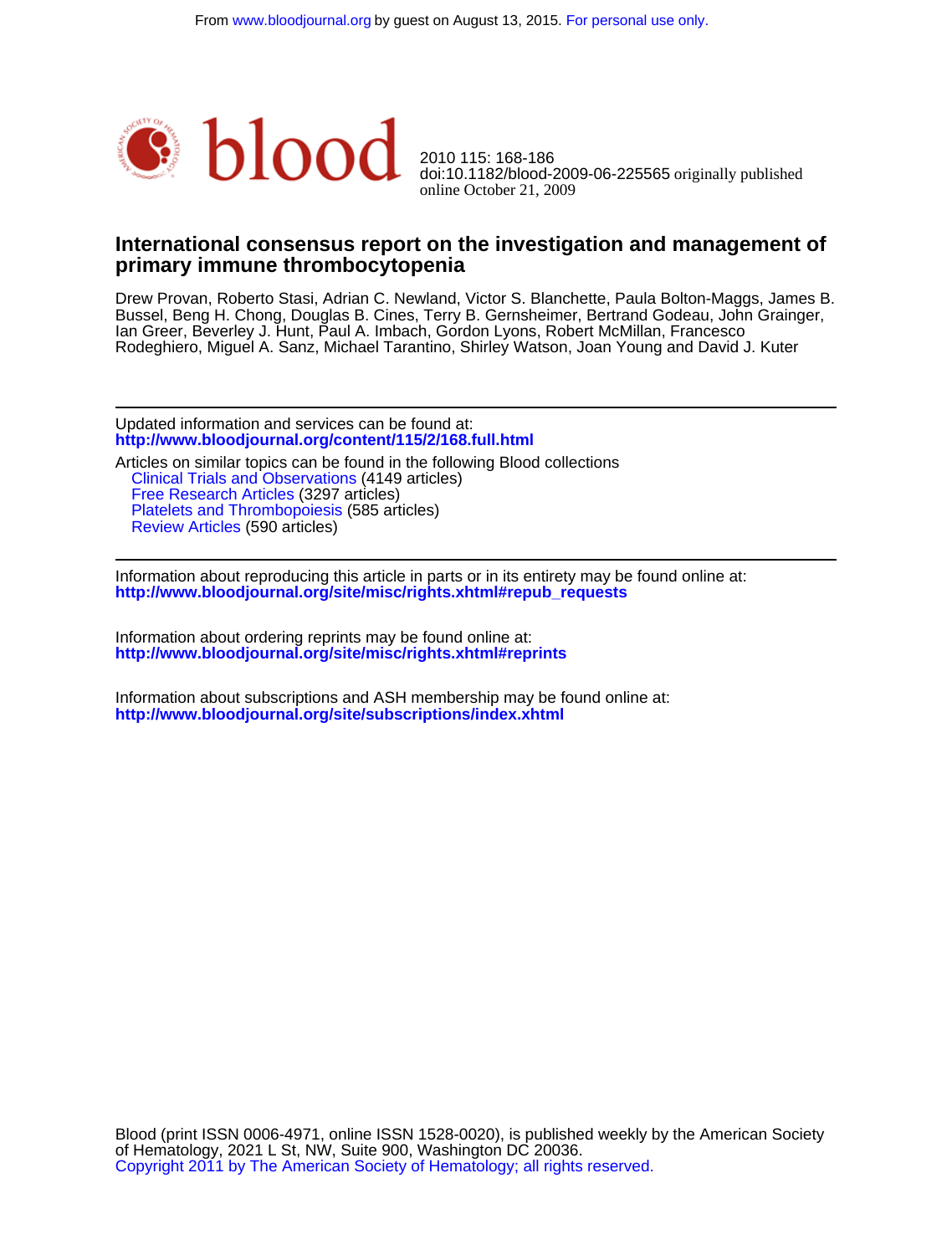2010 115: 168-186
doi:10.1182/blood-2009-06-225565 originally published online October 21, 2009

# International consensus report on the investigation and management of primary immune thrombocytopenia

Drew Provan, Roberto Stasi, Adrian C. Newland, Victor S. Blanchette, Paula Bolton-Maggs, James B. Bussel, Beng H. Chong, Douglas B. Cines, Terry B. Gernsheimer, Bertrand Godeau, John Grainger, Ian Greer, Beverley J. Hunt, Paul A. Imbach, Gordon Lyons, Robert McMillan, Francesco Rodeghiero, Miguel A. Sanz, Michael Tarantino, Shirley Watson, Joan Young and David J. Kuter

---

Updated information and services can be found at:
**http://www.bloodjournal.org/content/115/2/168.full.html**

Articles on similar topics can be found in the following Blood collections
- Clinical Trials and Observations (4149 articles)
- Free Research Articles (3297 articles)
- Platelets and Thrombopoiesis (585 articles)
- Review Articles (590 articles)

---

Information about reproducing this article in parts or in its entirety may be found online at:
**http://www.bloodjournal.org/site/misc/rights.xhtml#repub_requests**

Information about ordering reprints may be found online at:
**http://www.bloodjournal.org/site/misc/rights.xhtml#reprints**

Information about subscriptions and ASH membership may be found online at:
**http://www.bloodjournal.org/site/subscriptions/index.xhtml**

Blood (print ISSN 0006-4971, online ISSN 1528-0020), is published weekly by the American Society of Hematology, 2021 L St, NW, Suite 900, Washington DC 20036.
Copyright 2011 by The American Society of Hematology; all rights reserved.